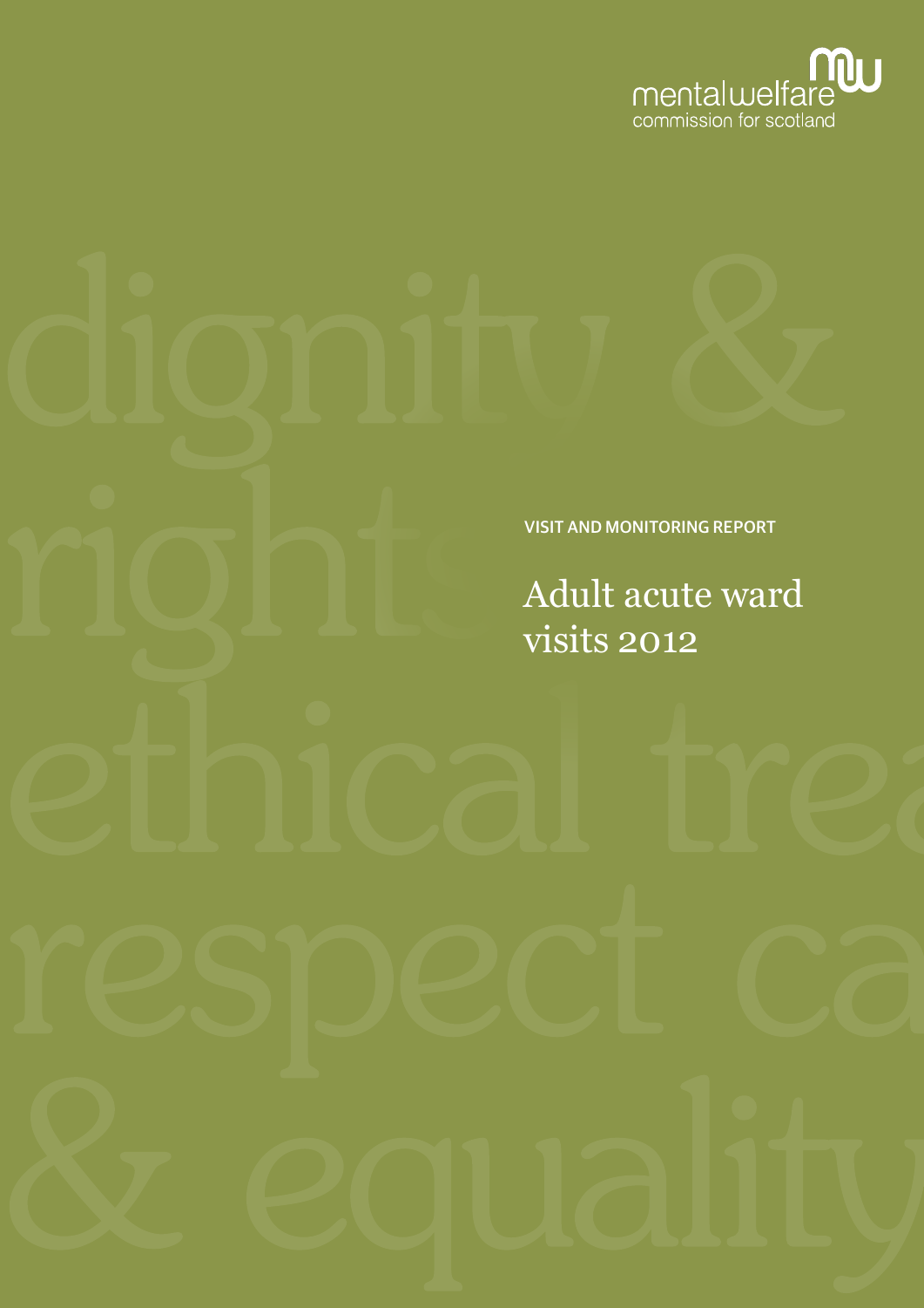mentalwelfare commission for scotland

VISIT AND MONITORING REPORT

# Adult acute ward visits 2012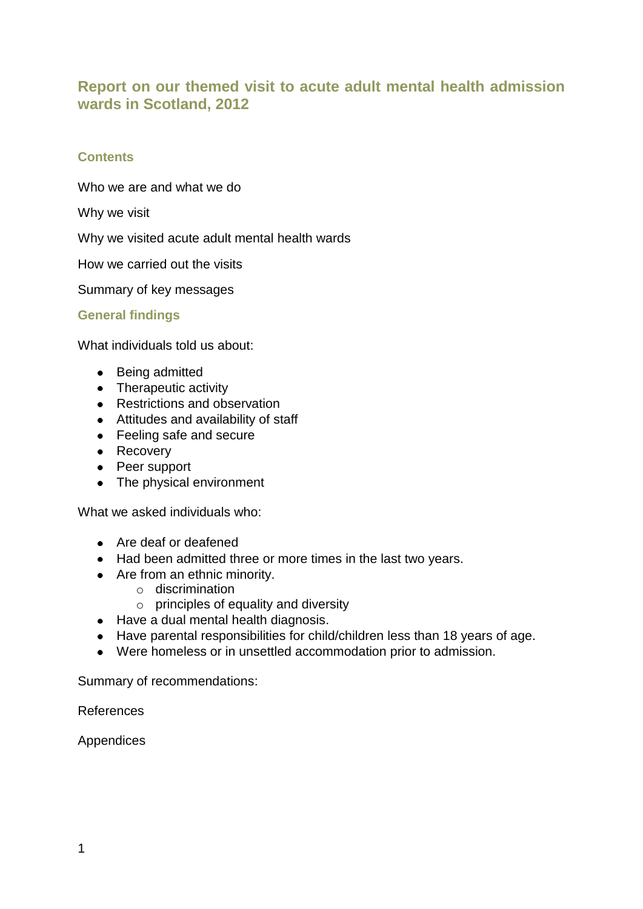# Report on our themed visit to acute adult mental health admission wards in Scotland, 2012

## Contents

Who we are and what we do

Why we visit

Why we visited acute adult mental health wards

How we carried out the visits

Summary of key messages

### General findings

What individuals told us about:

- Being admitted
- Therapeutic activity
- Restrictions and observation
- Attitudes and availability of staff
- Feeling safe and secure
- Recovery
- Peer support
- The physical environment

What we asked individuals who:

- Are deaf or deafened
- Had been admitted three or more times in the last two years.
- Are from an ethnic minority.
    - discrimination
    - principles of equality and diversity
- Have a dual mental health diagnosis.
- Have parental responsibilities for child/children less than 18 years of age.
- Were homeless or in unsettled accommodation prior to admission.

Summary of recommendations:

References

Appendices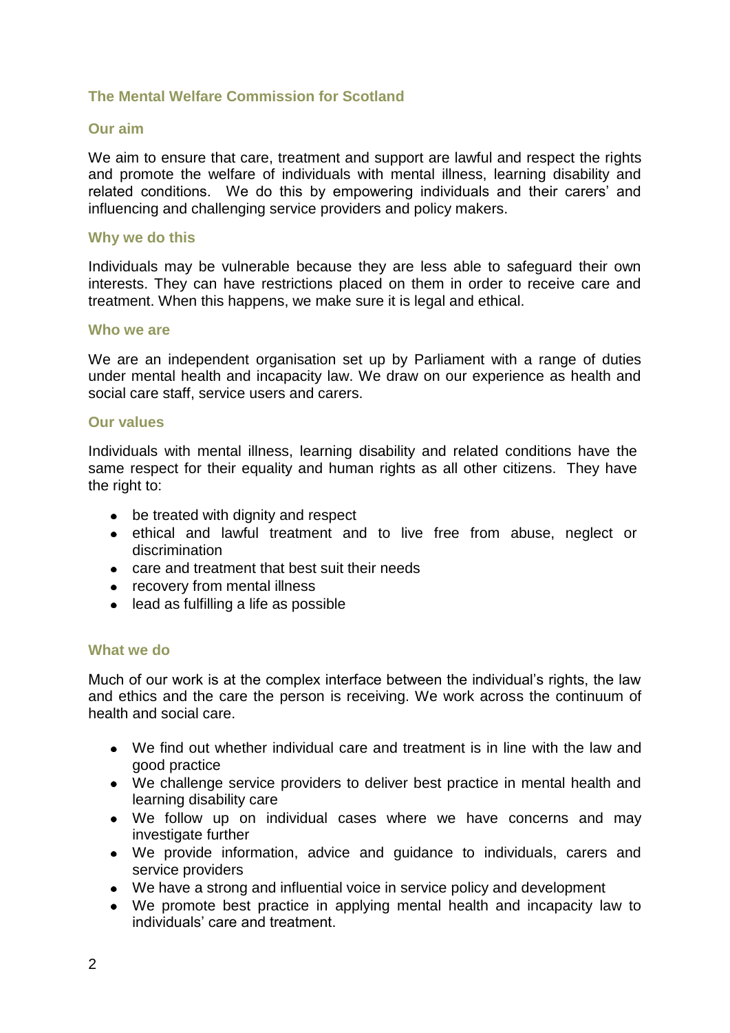## The Mental Welfare Commission for Scotland

### Our aim

We aim to ensure that care, treatment and support are lawful and respect the rights and promote the welfare of individuals with mental illness, learning disability and related conditions. We do this by empowering individuals and their carers' and influencing and challenging service providers and policy makers.

### Why we do this

Individuals may be vulnerable because they are less able to safeguard their own interests. They can have restrictions placed on them in order to receive care and treatment. When this happens, we make sure it is legal and ethical.

### Who we are

We are an independent organisation set up by Parliament with a range of duties under mental health and incapacity law. We draw on our experience as health and social care staff, service users and carers.

### Our values

Individuals with mental illness, learning disability and related conditions have the same respect for their equality and human rights as all other citizens. They have the right to:

- be treated with dignity and respect
- ethical and lawful treatment and to live free from abuse, neglect or discrimination
- care and treatment that best suit their needs
- recovery from mental illness
- lead as fulfilling a life as possible

### What we do

Much of our work is at the complex interface between the individual's rights, the law and ethics and the care the person is receiving. We work across the continuum of health and social care.

- We find out whether individual care and treatment is in line with the law and good practice
- We challenge service providers to deliver best practice in mental health and learning disability care
- We follow up on individual cases where we have concerns and may investigate further
- We provide information, advice and guidance to individuals, carers and service providers
- We have a strong and influential voice in service policy and development
- We promote best practice in applying mental health and incapacity law to individuals' care and treatment.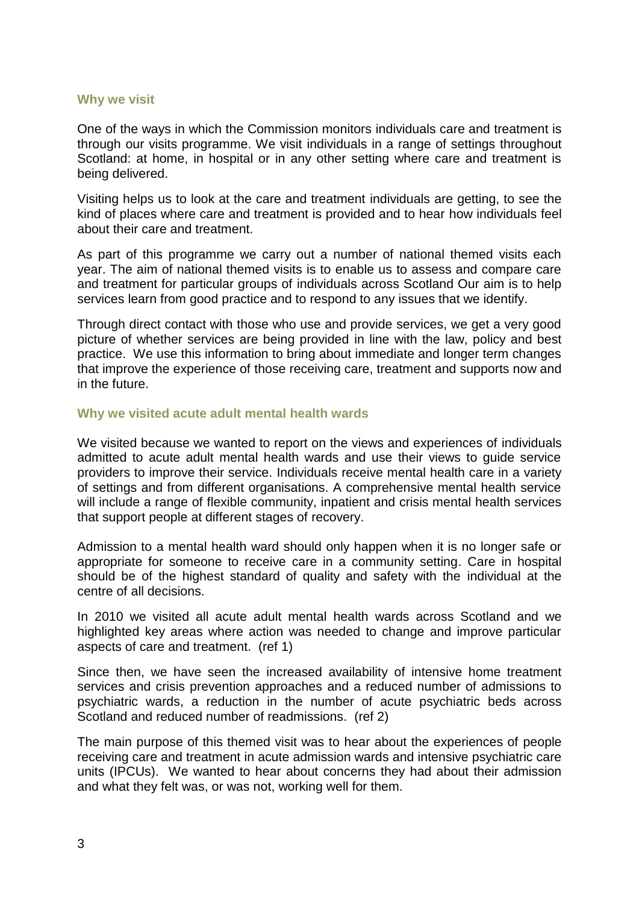## Why we visit

One of the ways in which the Commission monitors individuals care and treatment is through our visits programme. We visit individuals in a range of settings throughout Scotland: at home, in hospital or in any other setting where care and treatment is being delivered.

Visiting helps us to look at the care and treatment individuals are getting, to see the kind of places where care and treatment is provided and to hear how individuals feel about their care and treatment.

As part of this programme we carry out a number of national themed visits each year. The aim of national themed visits is to enable us to assess and compare care and treatment for particular groups of individuals across Scotland Our aim is to help services learn from good practice and to respond to any issues that we identify.

Through direct contact with those who use and provide services, we get a very good picture of whether services are being provided in line with the law, policy and best practice. We use this information to bring about immediate and longer term changes that improve the experience of those receiving care, treatment and supports now and in the future.

## Why we visited acute adult mental health wards

We visited because we wanted to report on the views and experiences of individuals admitted to acute adult mental health wards and use their views to guide service providers to improve their service. Individuals receive mental health care in a variety of settings and from different organisations. A comprehensive mental health service will include a range of flexible community, inpatient and crisis mental health services that support people at different stages of recovery.

Admission to a mental health ward should only happen when it is no longer safe or appropriate for someone to receive care in a community setting. Care in hospital should be of the highest standard of quality and safety with the individual at the centre of all decisions.

In 2010 we visited all acute adult mental health wards across Scotland and we highlighted key areas where action was needed to change and improve particular aspects of care and treatment. (ref 1)

Since then, we have seen the increased availability of intensive home treatment services and crisis prevention approaches and a reduced number of admissions to psychiatric wards, a reduction in the number of acute psychiatric beds across Scotland and reduced number of readmissions. (ref 2)

The main purpose of this themed visit was to hear about the experiences of people receiving care and treatment in acute admission wards and intensive psychiatric care units (IPCUs). We wanted to hear about concerns they had about their admission and what they felt was, or was not, working well for them.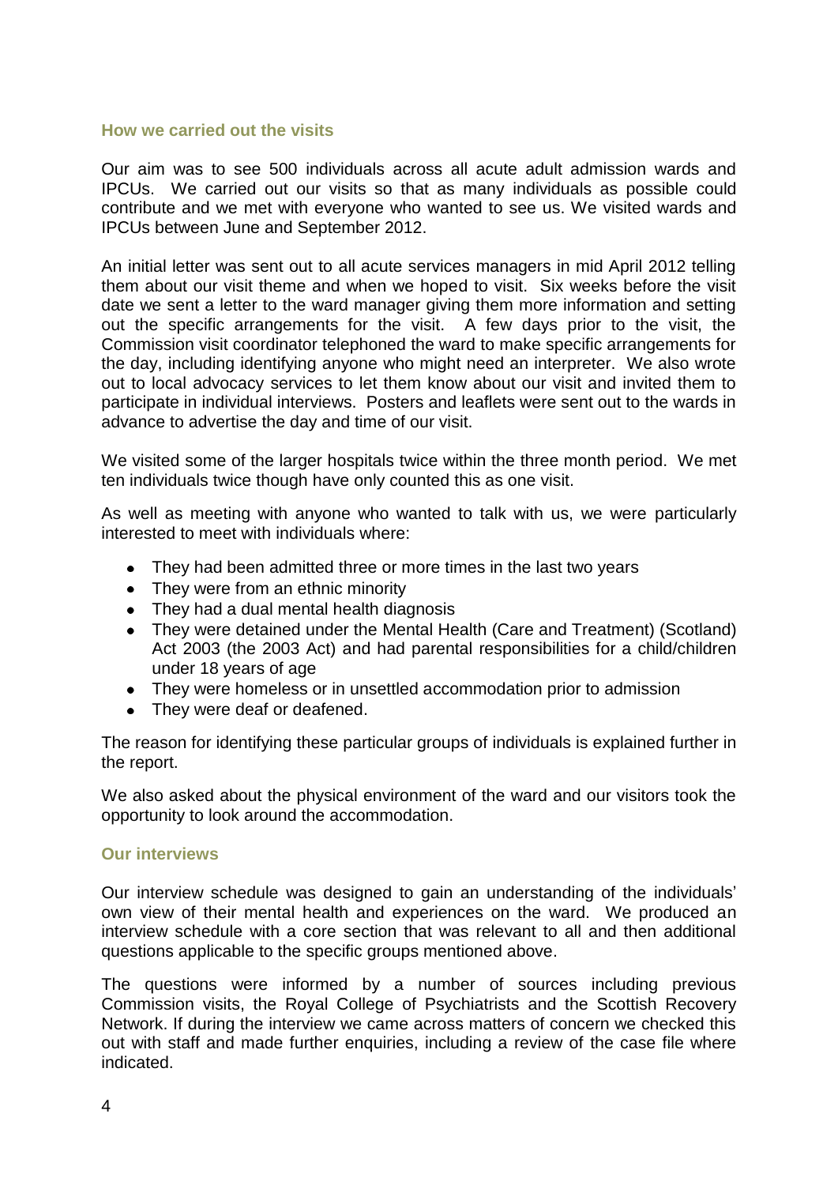## How we carried out the visits

Our aim was to see 500 individuals across all acute adult admission wards and IPCUs. We carried out our visits so that as many individuals as possible could contribute and we met with everyone who wanted to see us. We visited wards and IPCUs between June and September 2012.

An initial letter was sent out to all acute services managers in mid April 2012 telling them about our visit theme and when we hoped to visit. Six weeks before the visit date we sent a letter to the ward manager giving them more information and setting out the specific arrangements for the visit. A few days prior to the visit, the Commission visit coordinator telephoned the ward to make specific arrangements for the day, including identifying anyone who might need an interpreter. We also wrote out to local advocacy services to let them know about our visit and invited them to participate in individual interviews. Posters and leaflets were sent out to the wards in advance to advertise the day and time of our visit.

We visited some of the larger hospitals twice within the three month period. We met ten individuals twice though have only counted this as one visit.

As well as meeting with anyone who wanted to talk with us, we were particularly interested to meet with individuals where:

- They had been admitted three or more times in the last two years
- They were from an ethnic minority
- They had a dual mental health diagnosis
- They were detained under the Mental Health (Care and Treatment) (Scotland) Act 2003 (the 2003 Act) and had parental responsibilities for a child/children under 18 years of age
- They were homeless or in unsettled accommodation prior to admission
- They were deaf or deafened.

The reason for identifying these particular groups of individuals is explained further in the report.

We also asked about the physical environment of the ward and our visitors took the opportunity to look around the accommodation.

## Our interviews

Our interview schedule was designed to gain an understanding of the individuals' own view of their mental health and experiences on the ward. We produced an interview schedule with a core section that was relevant to all and then additional questions applicable to the specific groups mentioned above.

The questions were informed by a number of sources including previous Commission visits, the Royal College of Psychiatrists and the Scottish Recovery Network. If during the interview we came across matters of concern we checked this out with staff and made further enquiries, including a review of the case file where indicated.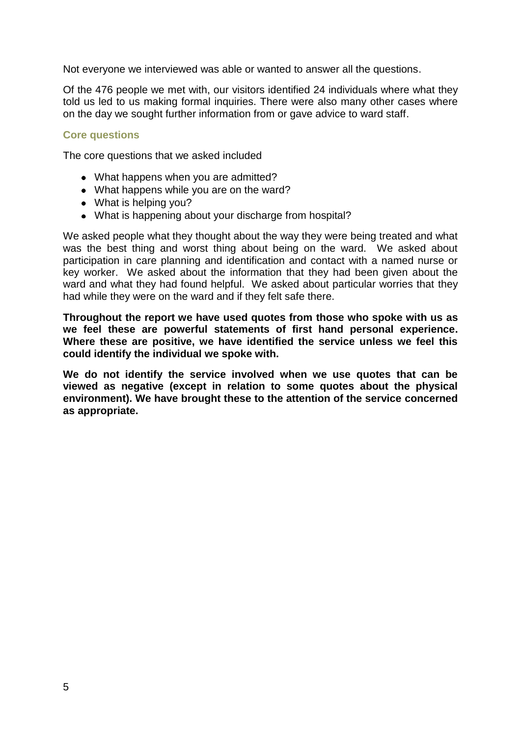Not everyone we interviewed was able or wanted to answer all the questions.

Of the 476 people we met with, our visitors identified 24 individuals where what they told us led to us making formal inquiries. There were also many other cases where on the day we sought further information from or gave advice to ward staff.

### Core questions

The core questions that we asked included

- What happens when you are admitted?
- What happens while you are on the ward?
- What is helping you?
- What is happening about your discharge from hospital?

We asked people what they thought about the way they were being treated and what was the best thing and worst thing about being on the ward. We asked about participation in care planning and identification and contact with a named nurse or key worker. We asked about the information that they had been given about the ward and what they had found helpful. We asked about particular worries that they had while they were on the ward and if they felt safe there.

**Throughout the report we have used quotes from those who spoke with us as we feel these are powerful statements of first hand personal experience. Where these are positive, we have identified the service unless we feel this could identify the individual we spoke with.**

**We do not identify the service involved when we use quotes that can be viewed as negative (except in relation to some quotes about the physical environment). We have brought these to the attention of the service concerned as appropriate.**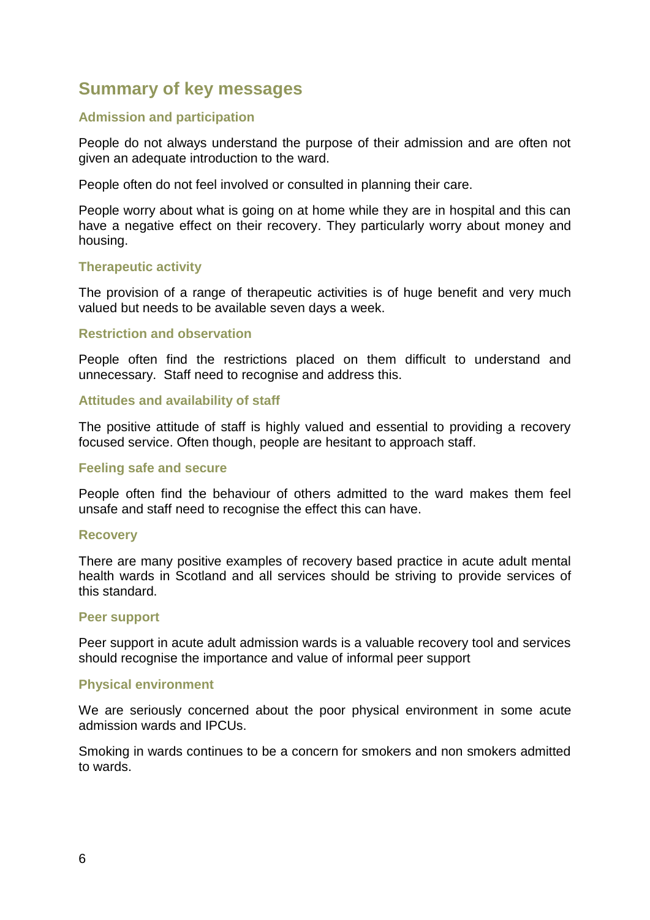## Summary of key messages

### Admission and participation

People do not always understand the purpose of their admission and are often not given an adequate introduction to the ward.

People often do not feel involved or consulted in planning their care.

People worry about what is going on at home while they are in hospital and this can have a negative effect on their recovery. They particularly worry about money and housing.

### Therapeutic activity

The provision of a range of therapeutic activities is of huge benefit and very much valued but needs to be available seven days a week.

### Restriction and observation

People often find the restrictions placed on them difficult to understand and unnecessary. Staff need to recognise and address this.

### Attitudes and availability of staff

The positive attitude of staff is highly valued and essential to providing a recovery focused service. Often though, people are hesitant to approach staff.

### Feeling safe and secure

People often find the behaviour of others admitted to the ward makes them feel unsafe and staff need to recognise the effect this can have.

### Recovery

There are many positive examples of recovery based practice in acute adult mental health wards in Scotland and all services should be striving to provide services of this standard.

### Peer support

Peer support in acute adult admission wards is a valuable recovery tool and services should recognise the importance and value of informal peer support

### Physical environment

We are seriously concerned about the poor physical environment in some acute admission wards and IPCUs.

Smoking in wards continues to be a concern for smokers and non smokers admitted to wards.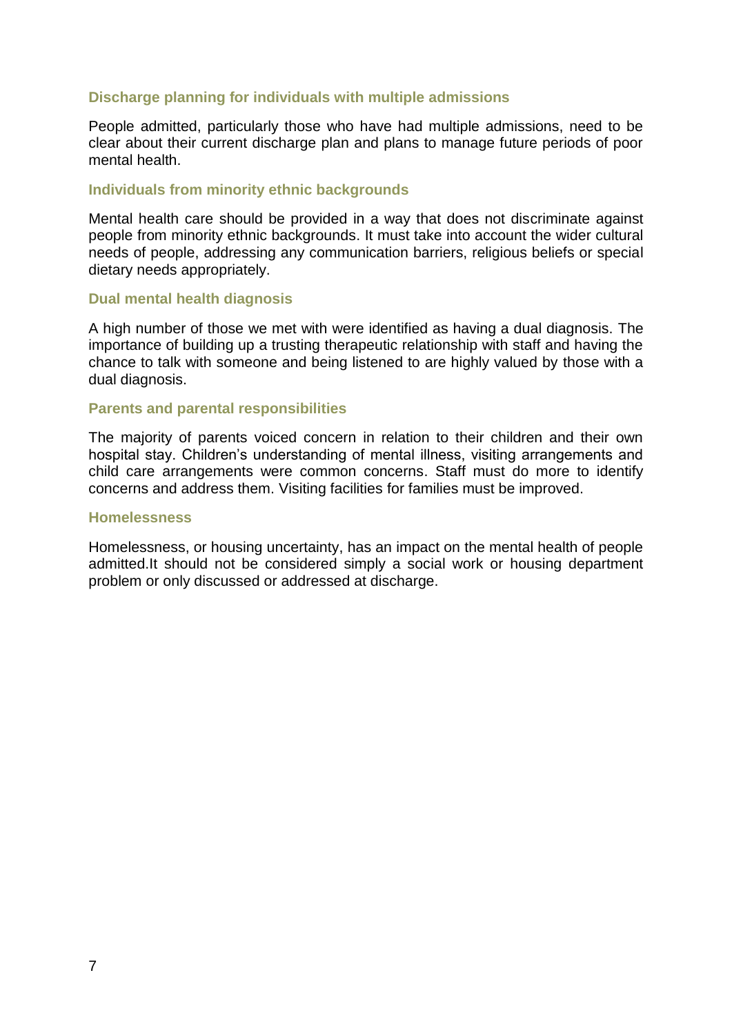### Discharge planning for individuals with multiple admissions

People admitted, particularly those who have had multiple admissions, need to be clear about their current discharge plan and plans to manage future periods of poor mental health.

### Individuals from minority ethnic backgrounds

Mental health care should be provided in a way that does not discriminate against people from minority ethnic backgrounds. It must take into account the wider cultural needs of people, addressing any communication barriers, religious beliefs or special dietary needs appropriately.

### Dual mental health diagnosis

A high number of those we met with were identified as having a dual diagnosis. The importance of building up a trusting therapeutic relationship with staff and having the chance to talk with someone and being listened to are highly valued by those with a dual diagnosis.

### Parents and parental responsibilities

The majority of parents voiced concern in relation to their children and their own hospital stay. Children's understanding of mental illness, visiting arrangements and child care arrangements were common concerns. Staff must do more to identify concerns and address them. Visiting facilities for families must be improved.

### Homelessness

Homelessness, or housing uncertainty, has an impact on the mental health of people admitted.It should not be considered simply a social work or housing department problem or only discussed or addressed at discharge.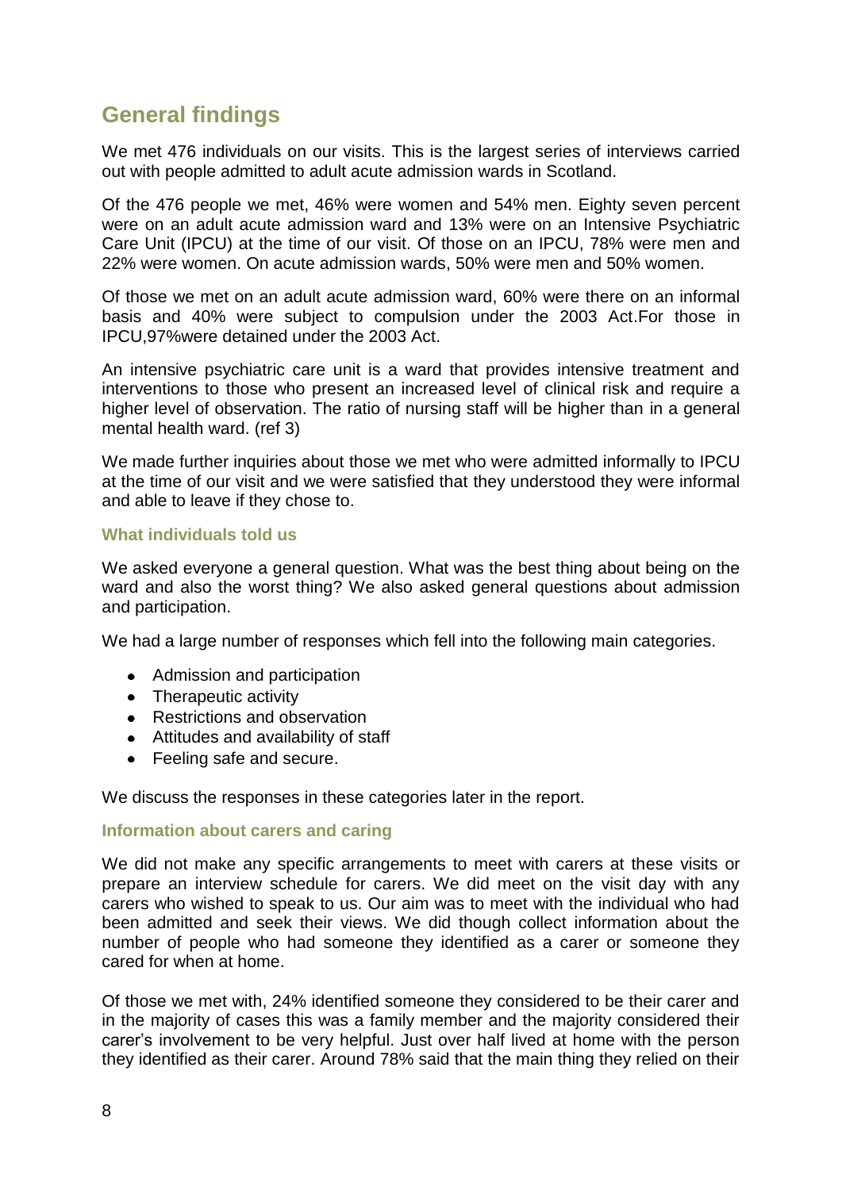## General findings

We met 476 individuals on our visits. This is the largest series of interviews carried out with people admitted to adult acute admission wards in Scotland.

Of the 476 people we met, 46% were women and 54% men. Eighty seven percent were on an adult acute admission ward and 13% were on an Intensive Psychiatric Care Unit (IPCU) at the time of our visit. Of those on an IPCU, 78% were men and 22% were women. On acute admission wards, 50% were men and 50% women.

Of those we met on an adult acute admission ward, 60% were there on an informal basis and 40% were subject to compulsion under the 2003 Act.For those in IPCU,97%were detained under the 2003 Act.

An intensive psychiatric care unit is a ward that provides intensive treatment and interventions to those who present an increased level of clinical risk and require a higher level of observation. The ratio of nursing staff will be higher than in a general mental health ward. (ref 3)

We made further inquiries about those we met who were admitted informally to IPCU at the time of our visit and we were satisfied that they understood they were informal and able to leave if they chose to.

### What individuals told us

We asked everyone a general question. What was the best thing about being on the ward and also the worst thing? We also asked general questions about admission and participation.

We had a large number of responses which fell into the following main categories.

- Admission and participation
- Therapeutic activity
- Restrictions and observation
- Attitudes and availability of staff
- Feeling safe and secure.

We discuss the responses in these categories later in the report.

### Information about carers and caring

We did not make any specific arrangements to meet with carers at these visits or prepare an interview schedule for carers. We did meet on the visit day with any carers who wished to speak to us. Our aim was to meet with the individual who had been admitted and seek their views. We did though collect information about the number of people who had someone they identified as a carer or someone they cared for when at home.

Of those we met with, 24% identified someone they considered to be their carer and in the majority of cases this was a family member and the majority considered their carer's involvement to be very helpful. Just over half lived at home with the person they identified as their carer. Around 78% said that the main thing they relied on their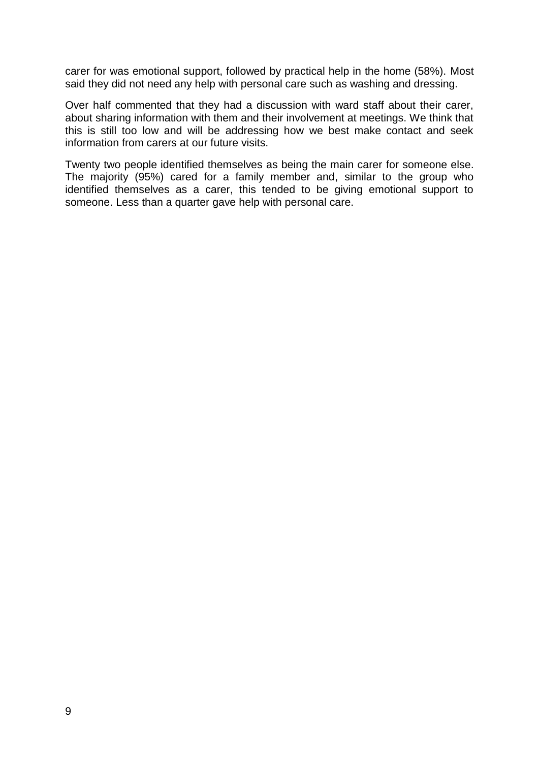carer for was emotional support, followed by practical help in the home (58%). Most said they did not need any help with personal care such as washing and dressing.

Over half commented that they had a discussion with ward staff about their carer, about sharing information with them and their involvement at meetings. We think that this is still too low and will be addressing how we best make contact and seek information from carers at our future visits.

Twenty two people identified themselves as being the main carer for someone else. The majority (95%) cared for a family member and, similar to the group who identified themselves as a carer, this tended to be giving emotional support to someone. Less than a quarter gave help with personal care.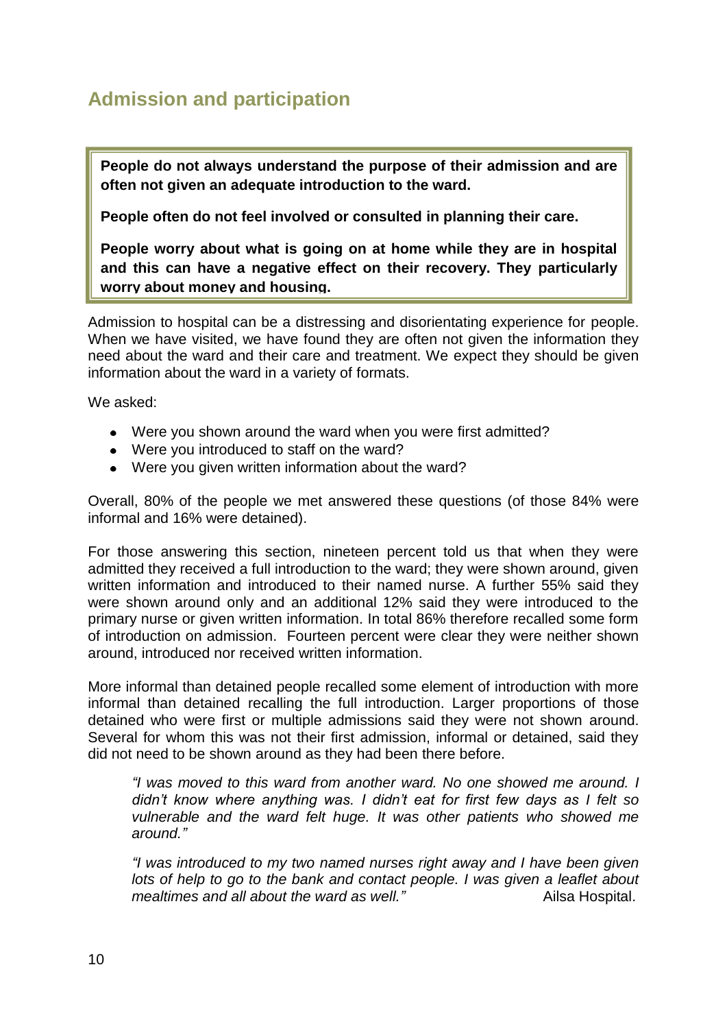## Admission and participation

> **People do not always understand the purpose of their admission and are often not given an adequate introduction to the ward.**
>
> **People often do not feel involved or consulted in planning their care.**
>
> **People worry about what is going on at home while they are in hospital and this can have a negative effect on their recovery. They particularly worry about money and housing.**

Admission to hospital can be a distressing and disorientating experience for people. When we have visited, we have found they are often not given the information they need about the ward and their care and treatment. We expect they should be given information about the ward in a variety of formats.

We asked:

- Were you shown around the ward when you were first admitted?
- Were you introduced to staff on the ward?
- Were you given written information about the ward?

Overall, 80% of the people we met answered these questions (of those 84% were informal and 16% were detained).

For those answering this section, nineteen percent told us that when they were admitted they received a full introduction to the ward; they were shown around, given written information and introduced to their named nurse. A further 55% said they were shown around only and an additional 12% said they were introduced to the primary nurse or given written information. In total 86% therefore recalled some form of introduction on admission. Fourteen percent were clear they were neither shown around, introduced nor received written information.

More informal than detained people recalled some element of introduction with more informal than detained recalling the full introduction. Larger proportions of those detained who were first or multiple admissions said they were not shown around. Several for whom this was not their first admission, informal or detained, said they did not need to be shown around as they had been there before.

> *"I was moved to this ward from another ward. No one showed me around. I didn't know where anything was. I didn't eat for first few days as I felt so vulnerable and the ward felt huge. It was other patients who showed me around."*
>
> *"I was introduced to my two named nurses right away and I have been given lots of help to go to the bank and contact people. I was given a leaflet about mealtimes and all about the ward as well."* Ailsa Hospital.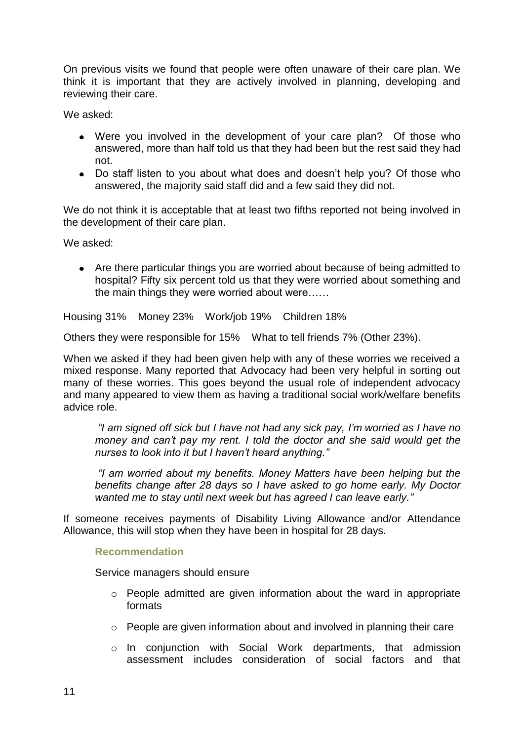On previous visits we found that people were often unaware of their care plan. We think it is important that they are actively involved in planning, developing and reviewing their care.

We asked:

- Were you involved in the development of your care plan? Of those who answered, more than half told us that they had been but the rest said they had not.
- Do staff listen to you about what does and doesn't help you? Of those who answered, the majority said staff did and a few said they did not.

We do not think it is acceptable that at least two fifths reported not being involved in the development of their care plan.

We asked:

- Are there particular things you are worried about because of being admitted to hospital? Fifty six percent told us that they were worried about something and the main things they were worried about were……

Housing 31%   Money 23%   Work/job 19%   Children 18%

Others they were responsible for 15%   What to tell friends 7% (Other 23%).

When we asked if they had been given help with any of these worries we received a mixed response. Many reported that Advocacy had been very helpful in sorting out many of these worries. This goes beyond the usual role of independent advocacy and many appeared to view them as having a traditional social work/welfare benefits advice role.

> *"I am signed off sick but I have not had any sick pay, I'm worried as I have no money and can't pay my rent. I told the doctor and she said would get the nurses to look into it but I haven't heard anything."*

> *"I am worried about my benefits. Money Matters have been helping but the benefits change after 28 days so I have asked to go home early. My Doctor wanted me to stay until next week but has agreed I can leave early."*

If someone receives payments of Disability Living Allowance and/or Attendance Allowance, this will stop when they have been in hospital for 28 days.

#### Recommendation

Service managers should ensure

- People admitted are given information about the ward in appropriate formats
- People are given information about and involved in planning their care
- In conjunction with Social Work departments, that admission assessment includes consideration of social factors and that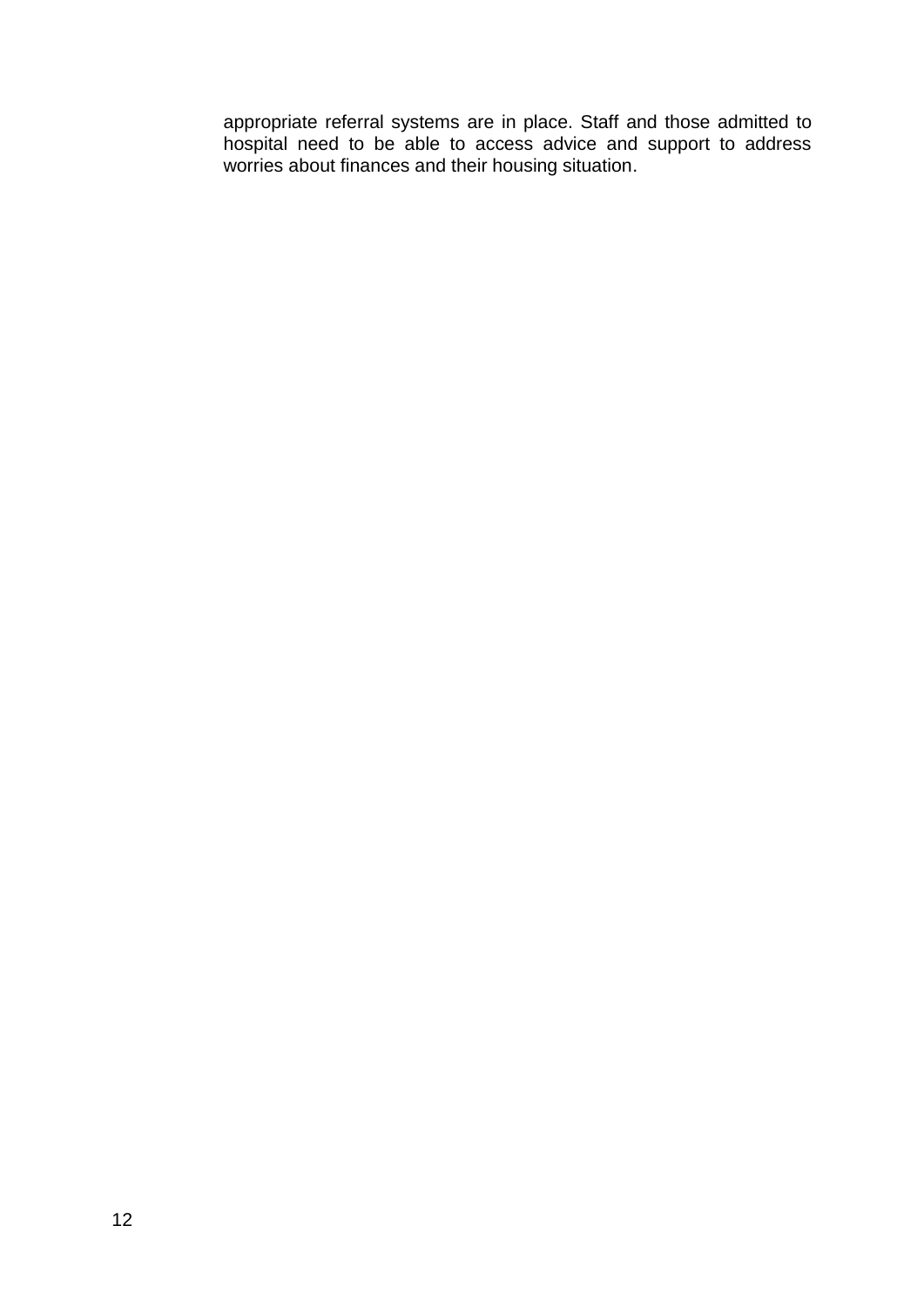appropriate referral systems are in place. Staff and those admitted to hospital need to be able to access advice and support to address worries about finances and their housing situation.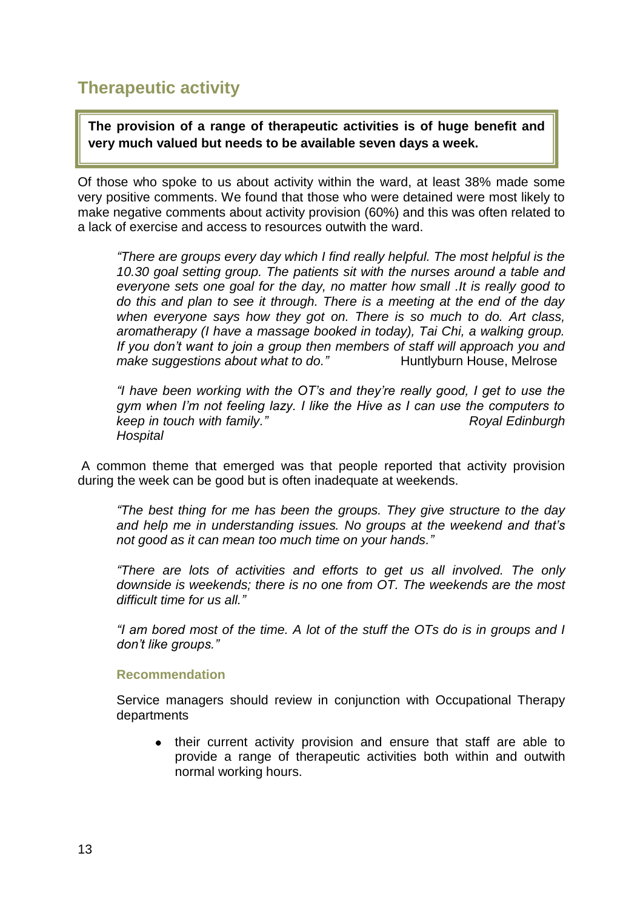## Therapeutic activity

**The provision of a range of therapeutic activities is of huge benefit and very much valued but needs to be available seven days a week.**

Of those who spoke to us about activity within the ward, at least 38% made some very positive comments. We found that those who were detained were most likely to make negative comments about activity provision (60%) and this was often related to a lack of exercise and access to resources outwith the ward.

> *"There are groups every day which I find really helpful. The most helpful is the 10.30 goal setting group. The patients sit with the nurses around a table and everyone sets one goal for the day, no matter how small .It is really good to do this and plan to see it through. There is a meeting at the end of the day when everyone says how they got on. There is so much to do. Art class, aromatherapy (I have a massage booked in today), Tai Chi, a walking group. If you don't want to join a group then members of staff will approach you and make suggestions about what to do."* Huntlyburn House, Melrose

> *"I have been working with the OT's and they're really good, I get to use the gym when I'm not feeling lazy. I like the Hive as I can use the computers to keep in touch with family."* Royal Edinburgh Hospital

A common theme that emerged was that people reported that activity provision during the week can be good but is often inadequate at weekends.

> *"The best thing for me has been the groups. They give structure to the day and help me in understanding issues. No groups at the weekend and that's not good as it can mean too much time on your hands."*

> *"There are lots of activities and efforts to get us all involved. The only downside is weekends; there is no one from OT. The weekends are the most difficult time for us all."*

> *"I am bored most of the time. A lot of the stuff the OTs do is in groups and I don't like groups."*

#### Recommendation

Service managers should review in conjunction with Occupational Therapy departments

- their current activity provision and ensure that staff are able to provide a range of therapeutic activities both within and outwith normal working hours.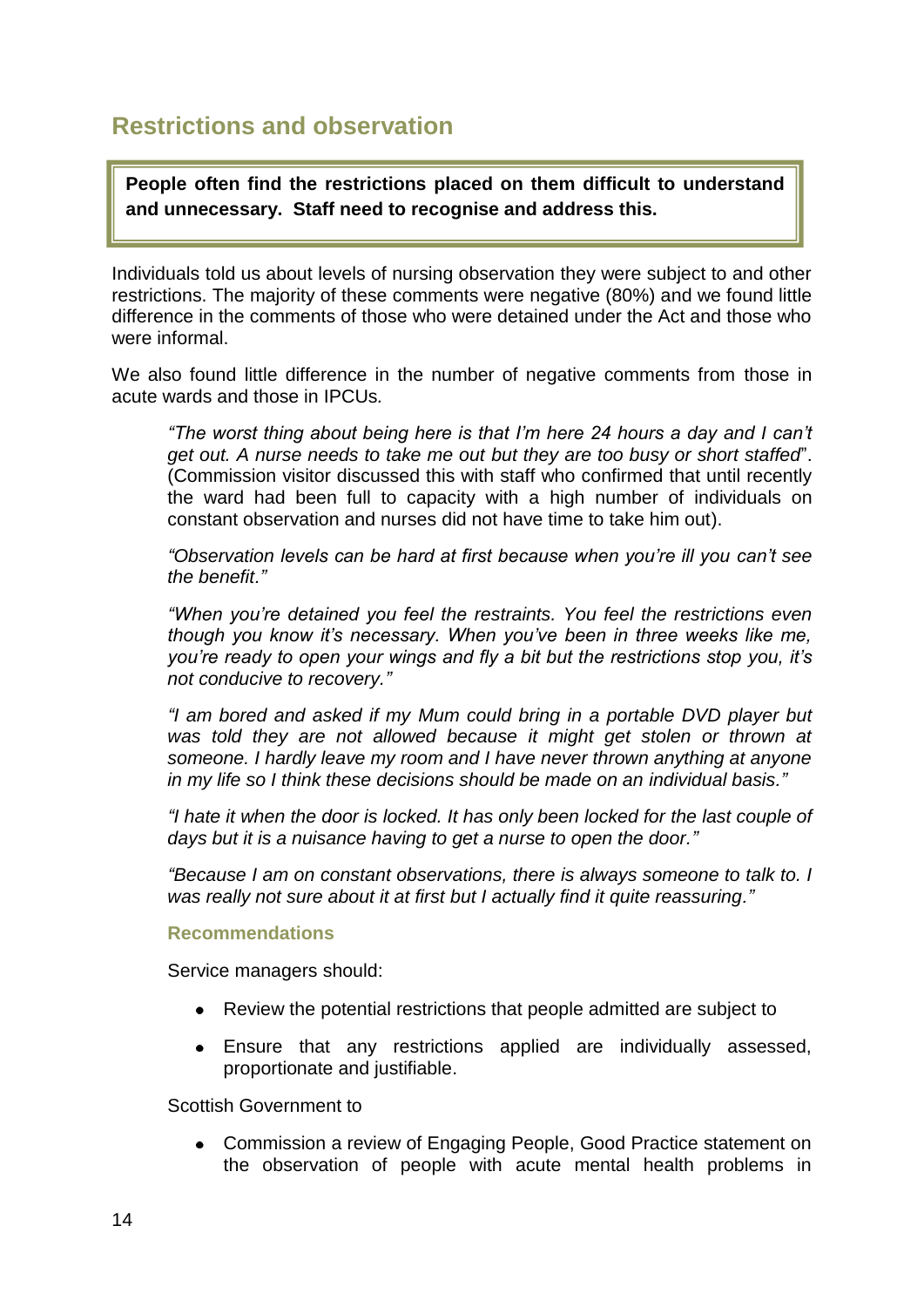## Restrictions and observation

**People often find the restrictions placed on them difficult to understand and unnecessary. Staff need to recognise and address this.**

Individuals told us about levels of nursing observation they were subject to and other restrictions. The majority of these comments were negative (80%) and we found little difference in the comments of those who were detained under the Act and those who were informal.

We also found little difference in the number of negative comments from those in acute wards and those in IPCUs.

> *"The worst thing about being here is that I'm here 24 hours a day and I can't get out. A nurse needs to take me out but they are too busy or short staffed*". (Commission visitor discussed this with staff who confirmed that until recently the ward had been full to capacity with a high number of individuals on constant observation and nurses did not have time to take him out).
>
> *"Observation levels can be hard at first because when you're ill you can't see the benefit."*
>
> *"When you're detained you feel the restraints. You feel the restrictions even though you know it's necessary. When you've been in three weeks like me, you're ready to open your wings and fly a bit but the restrictions stop you, it's not conducive to recovery."*
>
> *"I am bored and asked if my Mum could bring in a portable DVD player but was told they are not allowed because it might get stolen or thrown at someone. I hardly leave my room and I have never thrown anything at anyone in my life so I think these decisions should be made on an individual basis."*
>
> *"I hate it when the door is locked. It has only been locked for the last couple of days but it is a nuisance having to get a nurse to open the door."*
>
> *"Because I am on constant observations, there is always someone to talk to. I was really not sure about it at first but I actually find it quite reassuring."*

### Recommendations

Service managers should:

- Review the potential restrictions that people admitted are subject to
- Ensure that any restrictions applied are individually assessed, proportionate and justifiable.

Scottish Government to

- Commission a review of Engaging People, Good Practice statement on the observation of people with acute mental health problems in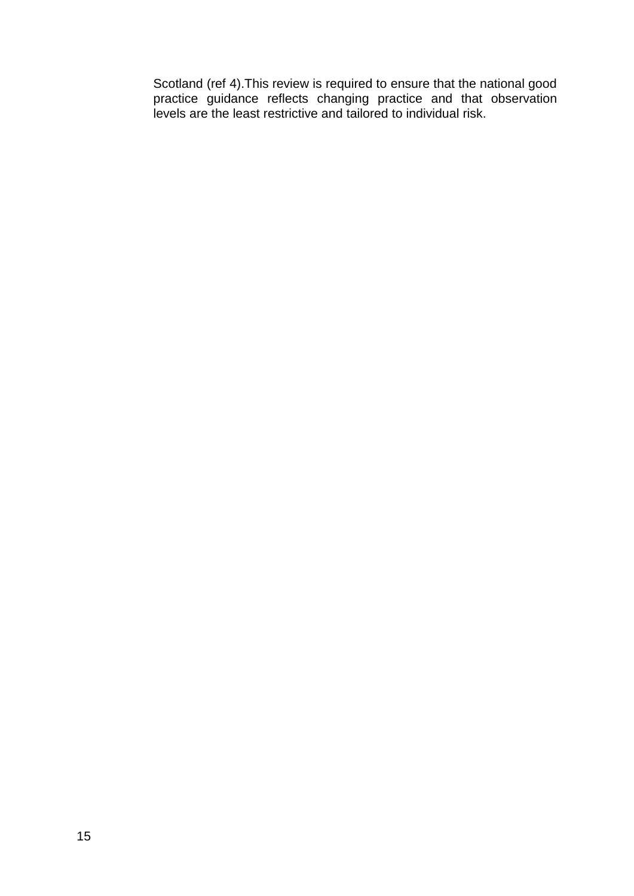Scotland (ref 4).This review is required to ensure that the national good practice guidance reflects changing practice and that observation levels are the least restrictive and tailored to individual risk.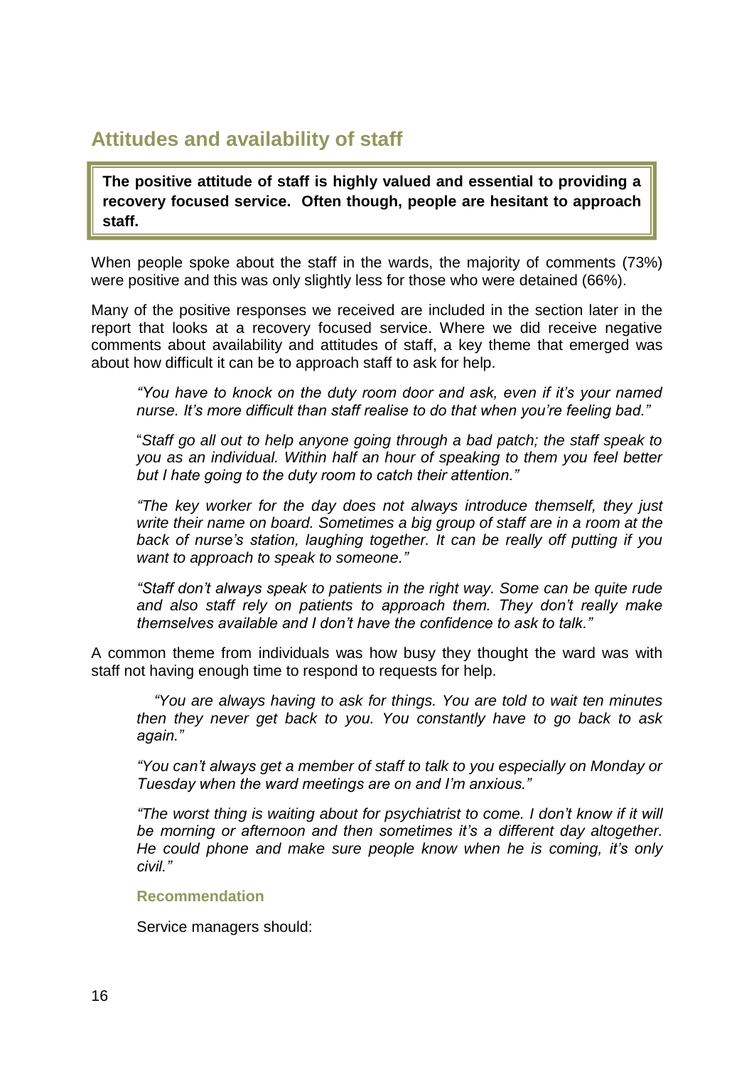## Attitudes and availability of staff

> **The positive attitude of staff is highly valued and essential to providing a recovery focused service. Often though, people are hesitant to approach staff.**

When people spoke about the staff in the wards, the majority of comments (73%) were positive and this was only slightly less for those who were detained (66%).

Many of the positive responses we received are included in the section later in the report that looks at a recovery focused service. Where we did receive negative comments about availability and attitudes of staff, a key theme that emerged was about how difficult it can be to approach staff to ask for help.

> *"You have to knock on the duty room door and ask, even if it's your named nurse. It's more difficult than staff realise to do that when you're feeling bad."*

> "*Staff go all out to help anyone going through a bad patch; the staff speak to you as an individual. Within half an hour of speaking to them you feel better but I hate going to the duty room to catch their attention."*

> *"The key worker for the day does not always introduce themself, they just write their name on board. Sometimes a big group of staff are in a room at the back of nurse's station, laughing together. It can be really off putting if you want to approach to speak to someone."*

> *"Staff don't always speak to patients in the right way. Some can be quite rude and also staff rely on patients to approach them. They don't really make themselves available and I don't have the confidence to ask to talk."*

A common theme from individuals was how busy they thought the ward was with staff not having enough time to respond to requests for help.

> *"You are always having to ask for things. You are told to wait ten minutes then they never get back to you. You constantly have to go back to ask again."*

> *"You can't always get a member of staff to talk to you especially on Monday or Tuesday when the ward meetings are on and I'm anxious."*

> *"The worst thing is waiting about for psychiatrist to come. I don't know if it will be morning or afternoon and then sometimes it's a different day altogether. He could phone and make sure people know when he is coming, it's only civil."*

#### Recommendation

Service managers should: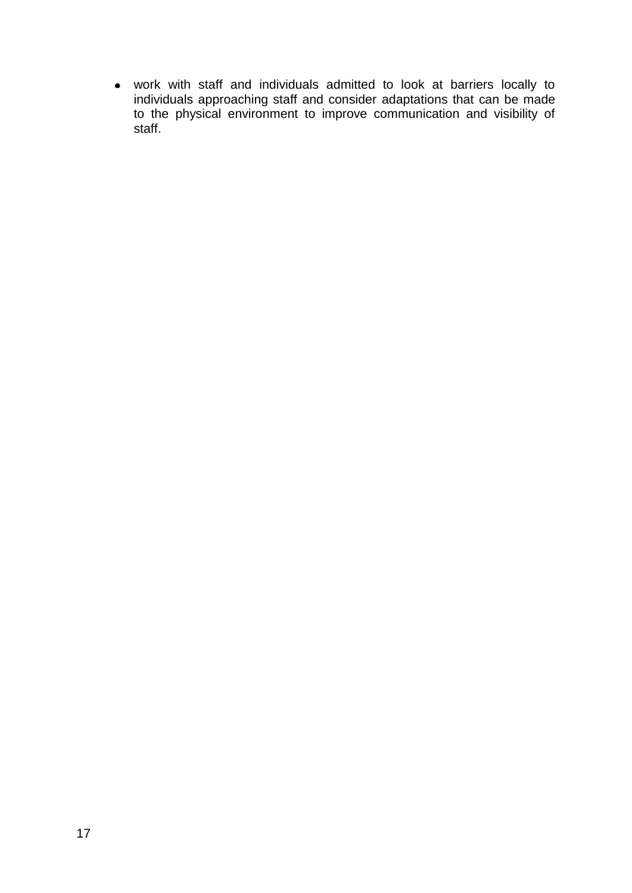- work with staff and individuals admitted to look at barriers locally to individuals approaching staff and consider adaptations that can be made to the physical environment to improve communication and visibility of staff.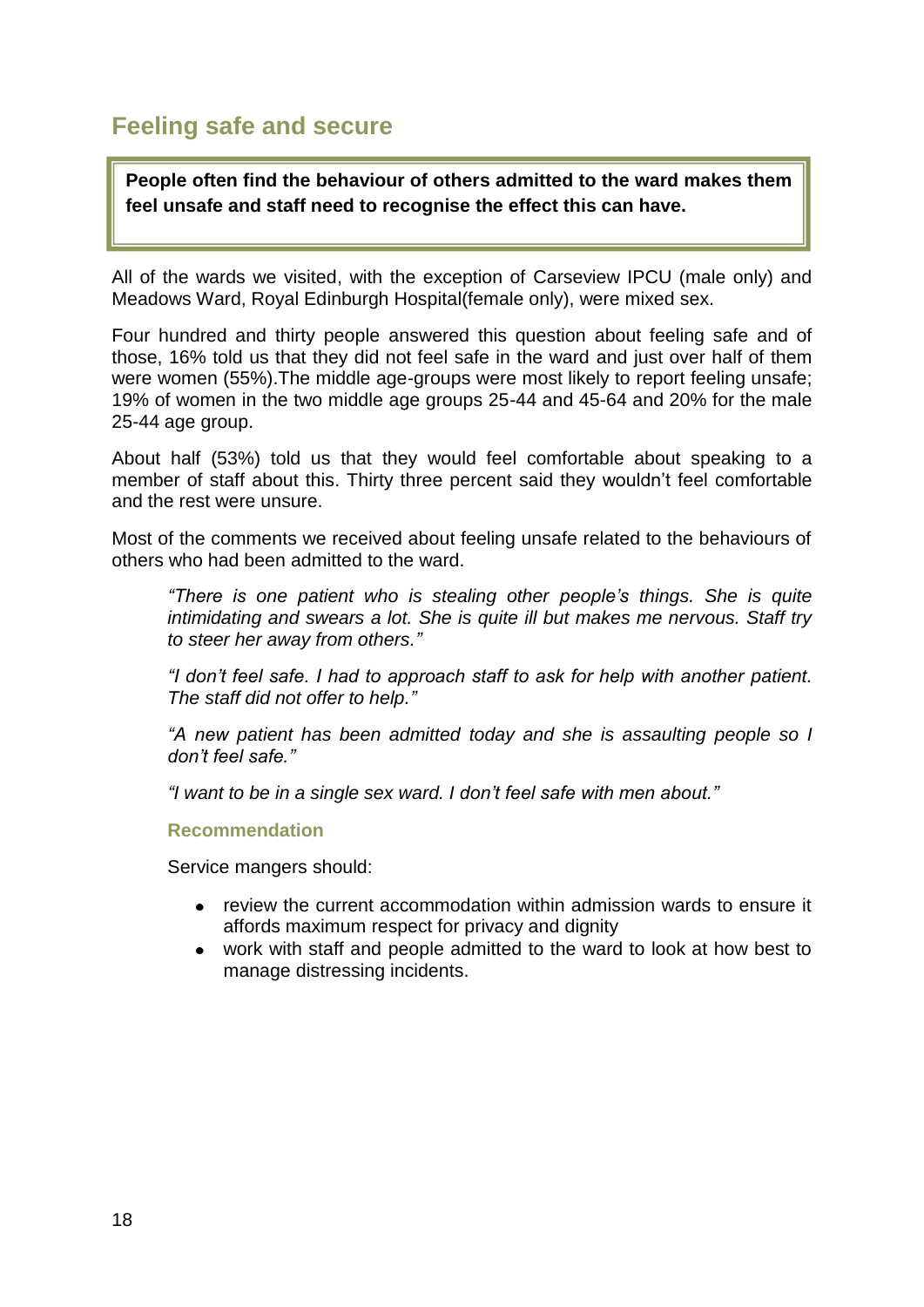## Feeling safe and secure

**People often find the behaviour of others admitted to the ward makes them feel unsafe and staff need to recognise the effect this can have.**

All of the wards we visited, with the exception of Carseview IPCU (male only) and Meadows Ward, Royal Edinburgh Hospital(female only), were mixed sex.

Four hundred and thirty people answered this question about feeling safe and of those, 16% told us that they did not feel safe in the ward and just over half of them were women (55%).The middle age-groups were most likely to report feeling unsafe; 19% of women in the two middle age groups 25-44 and 45-64 and 20% for the male 25-44 age group.

About half (53%) told us that they would feel comfortable about speaking to a member of staff about this. Thirty three percent said they wouldn't feel comfortable and the rest were unsure.

Most of the comments we received about feeling unsafe related to the behaviours of others who had been admitted to the ward.

> *"There is one patient who is stealing other people's things. She is quite intimidating and swears a lot. She is quite ill but makes me nervous. Staff try to steer her away from others."*
>
> *"I don't feel safe. I had to approach staff to ask for help with another patient. The staff did not offer to help."*
>
> *"A new patient has been admitted today and she is assaulting people so I don't feel safe."*
>
> *"I want to be in a single sex ward. I don't feel safe with men about."*

#### Recommendation

Service mangers should:

- review the current accommodation within admission wards to ensure it affords maximum respect for privacy and dignity
- work with staff and people admitted to the ward to look at how best to manage distressing incidents.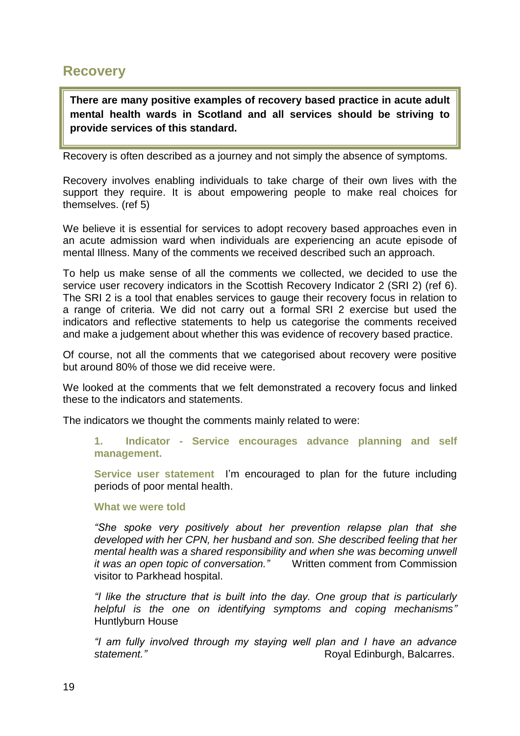## Recovery

> **There are many positive examples of recovery based practice in acute adult mental health wards in Scotland and all services should be striving to provide services of this standard.**

Recovery is often described as a journey and not simply the absence of symptoms.

Recovery involves enabling individuals to take charge of their own lives with the support they require. It is about empowering people to make real choices for themselves. (ref 5)

We believe it is essential for services to adopt recovery based approaches even in an acute admission ward when individuals are experiencing an acute episode of mental Illness. Many of the comments we received described such an approach.

To help us make sense of all the comments we collected, we decided to use the service user recovery indicators in the Scottish Recovery Indicator 2 (SRI 2) (ref 6). The SRI 2 is a tool that enables services to gauge their recovery focus in relation to a range of criteria. We did not carry out a formal SRI 2 exercise but used the indicators and reflective statements to help us categorise the comments received and make a judgement about whether this was evidence of recovery based practice.

Of course, not all the comments that we categorised about recovery were positive but around 80% of those we did receive were.

We looked at the comments that we felt demonstrated a recovery focus and linked these to the indicators and statements.

The indicators we thought the comments mainly related to were:

**1. Indicator - Service encourages advance planning and self management.**

**Service user statement** I'm encouraged to plan for the future including periods of poor mental health.

**What we were told**

*"She spoke very positively about her prevention relapse plan that she developed with her CPN, her husband and son. She described feeling that her mental health was a shared responsibility and when she was becoming unwell it was an open topic of conversation."* Written comment from Commission visitor to Parkhead hospital.

*"I like the structure that is built into the day. One group that is particularly helpful is the one on identifying symptoms and coping mechanisms"* Huntlyburn House

*"I am fully involved through my staying well plan and I have an advance statement."* Royal Edinburgh, Balcarres.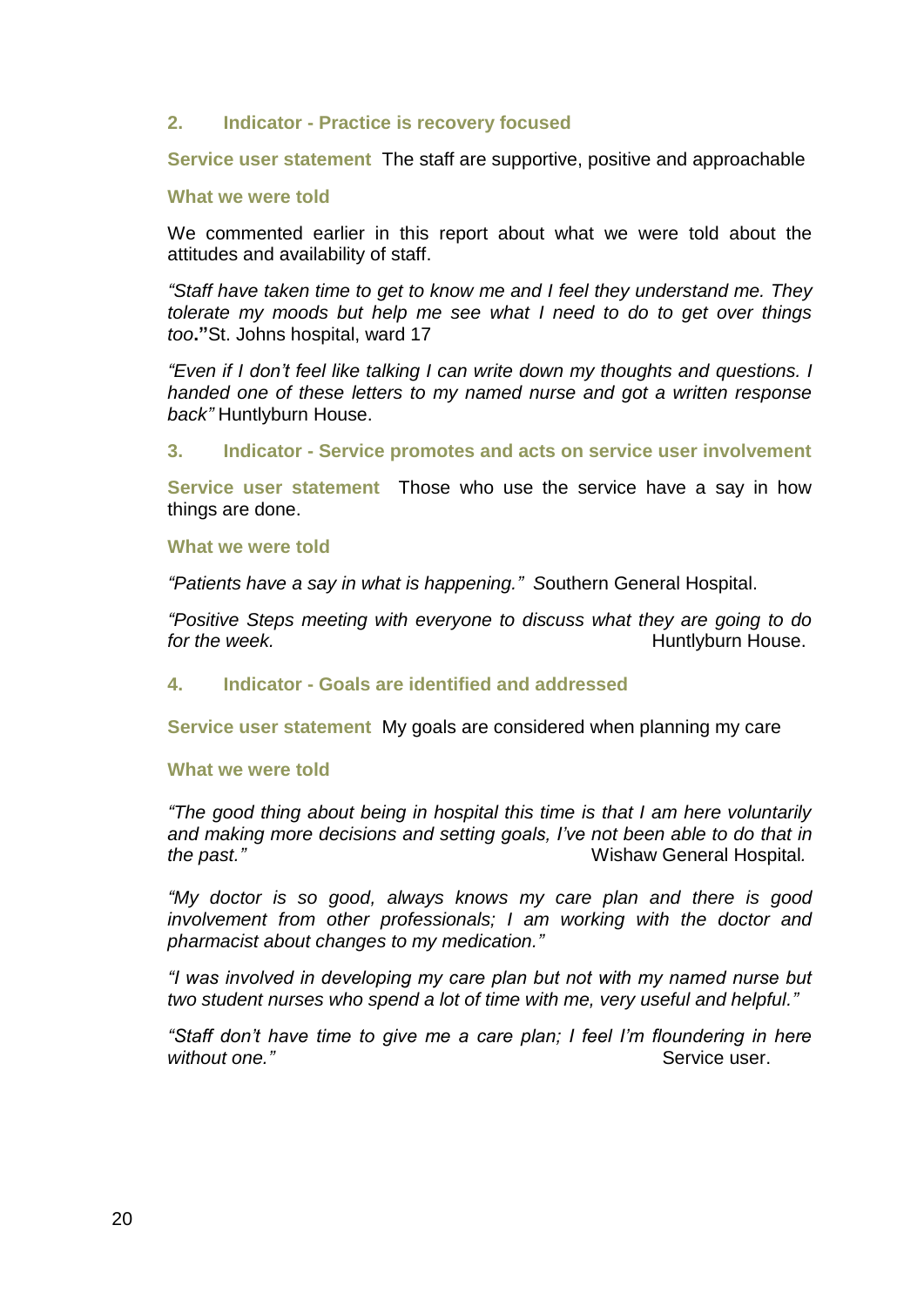### 2. Indicator - Practice is recovery focused

**Service user statement** The staff are supportive, positive and approachable

**What we were told**

We commented earlier in this report about what we were told about the attitudes and availability of staff.

*"Staff have taken time to get to know me and I feel they understand me. They tolerate my moods but help me see what I need to do to get over things too*.**"**St. Johns hospital, ward 17

*"Even if I don't feel like talking I can write down my thoughts and questions. I handed one of these letters to my named nurse and got a written response back"* Huntlyburn House.

### 3. Indicator - Service promotes and acts on service user involvement

**Service user statement** Those who use the service have a say in how things are done.

**What we were told**

*"Patients have a say in what is happening." S*outhern General Hospital.

*"Positive Steps meeting with everyone to discuss what they are going to do for the week.* Huntlyburn House.

### 4. Indicator - Goals are identified and addressed

**Service user statement** My goals are considered when planning my care

**What we were told**

*"The good thing about being in hospital this time is that I am here voluntarily and making more decisions and setting goals, I've not been able to do that in the past."* Wishaw General Hospital*.*

*"My doctor is so good, always knows my care plan and there is good involvement from other professionals; I am working with the doctor and pharmacist about changes to my medication."*

*"I was involved in developing my care plan but not with my named nurse but two student nurses who spend a lot of time with me, very useful and helpful."*

*"Staff don't have time to give me a care plan; I feel I'm floundering in here without one."* Service user.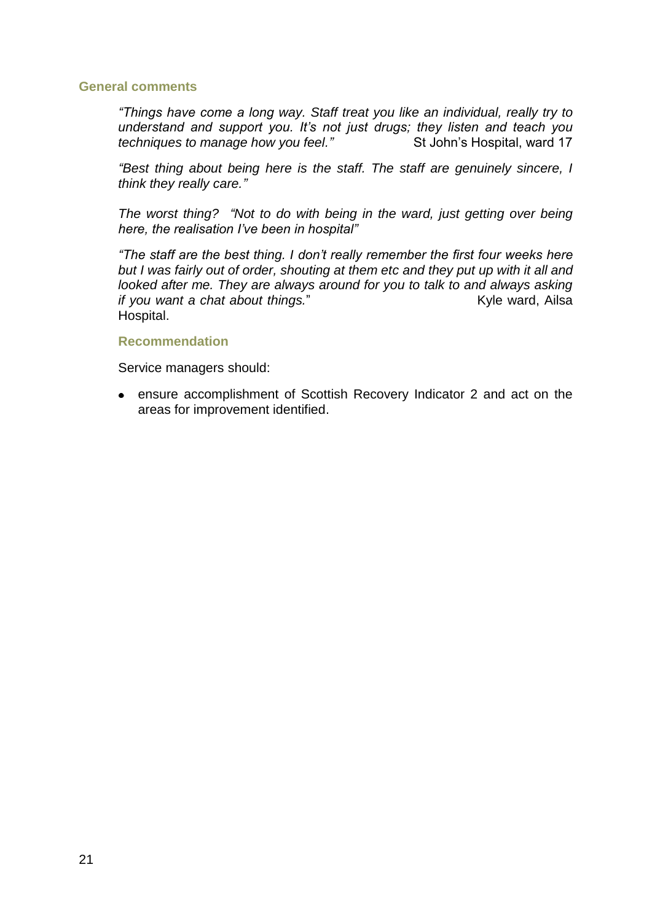### General comments

*"Things have come a long way. Staff treat you like an individual, really try to understand and support you. It's not just drugs; they listen and teach you techniques to manage how you feel."* St John's Hospital, ward 17

*"Best thing about being here is the staff. The staff are genuinely sincere, I think they really care."*

*The worst thing? "Not to do with being in the ward, just getting over being here, the realisation I've been in hospital"*

*"The staff are the best thing. I don't really remember the first four weeks here but I was fairly out of order, shouting at them etc and they put up with it all and looked after me. They are always around for you to talk to and always asking if you want a chat about things.*" Kyle ward, Ailsa Hospital.

#### Recommendation

Service managers should:

- ensure accomplishment of Scottish Recovery Indicator 2 and act on the areas for improvement identified.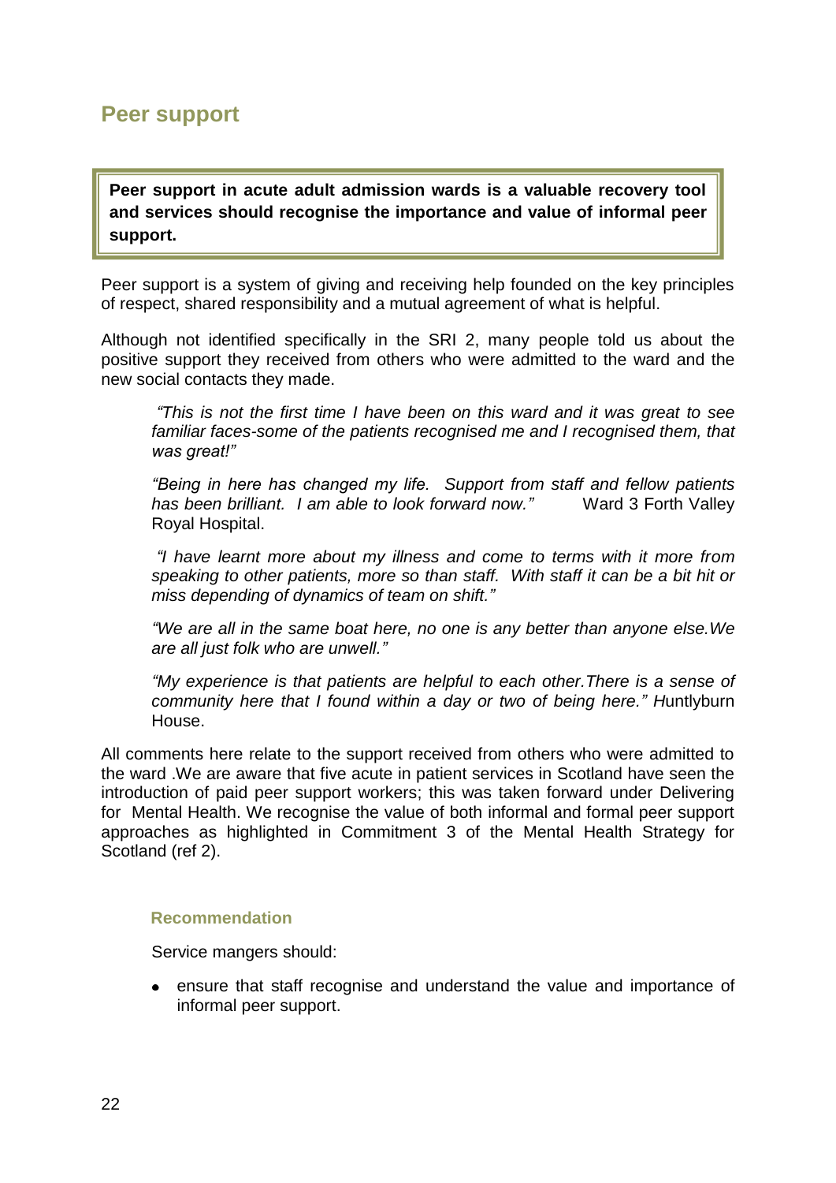## Peer support

**Peer support in acute adult admission wards is a valuable recovery tool and services should recognise the importance and value of informal peer support.**

Peer support is a system of giving and receiving help founded on the key principles of respect, shared responsibility and a mutual agreement of what is helpful.

Although not identified specifically in the SRI 2, many people told us about the positive support they received from others who were admitted to the ward and the new social contacts they made.

> *"This is not the first time I have been on this ward and it was great to see familiar faces-some of the patients recognised me and I recognised them, that was great!"*
>
> *"Being in here has changed my life. Support from staff and fellow patients has been brilliant. I am able to look forward now."* Ward 3 Forth Valley Royal Hospital.
>
> *"I have learnt more about my illness and come to terms with it more from speaking to other patients, more so than staff. With staff it can be a bit hit or miss depending of dynamics of team on shift."*
>
> *"We are all in the same boat here, no one is any better than anyone else.We are all just folk who are unwell."*
>
> *"My experience is that patients are helpful to each other.There is a sense of community here that I found within a day or two of being here." H*untlyburn House.

All comments here relate to the support received from others who were admitted to the ward .We are aware that five acute in patient services in Scotland have seen the introduction of paid peer support workers; this was taken forward under Delivering for Mental Health. We recognise the value of both informal and formal peer support approaches as highlighted in Commitment 3 of the Mental Health Strategy for Scotland (ref 2).

#### Recommendation

Service mangers should:

- ensure that staff recognise and understand the value and importance of informal peer support.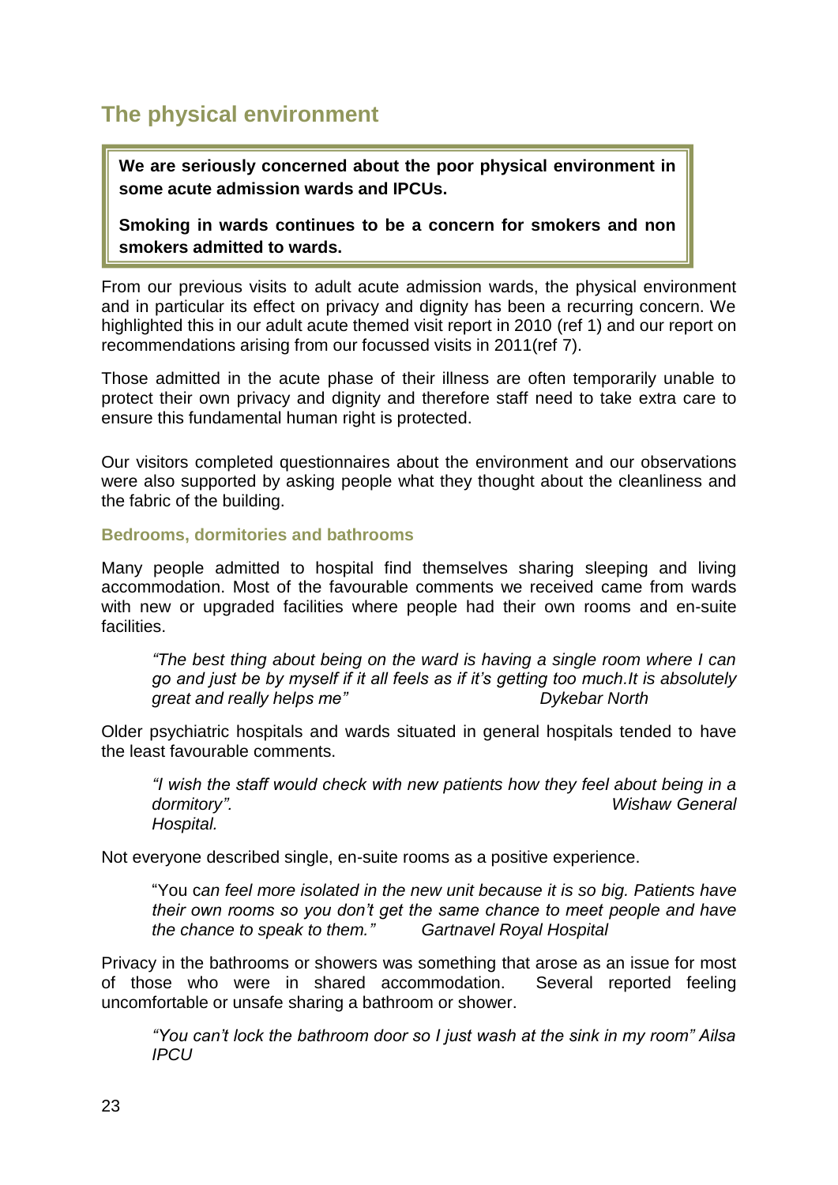## The physical environment

> **We are seriously concerned about the poor physical environment in some acute admission wards and IPCUs.**
>
> **Smoking in wards continues to be a concern for smokers and non smokers admitted to wards.**

From our previous visits to adult acute admission wards, the physical environment and in particular its effect on privacy and dignity has been a recurring concern. We highlighted this in our adult acute themed visit report in 2010 (ref 1) and our report on recommendations arising from our focussed visits in 2011(ref 7).

Those admitted in the acute phase of their illness are often temporarily unable to protect their own privacy and dignity and therefore staff need to take extra care to ensure this fundamental human right is protected.

Our visitors completed questionnaires about the environment and our observations were also supported by asking people what they thought about the cleanliness and the fabric of the building.

### Bedrooms, dormitories and bathrooms

Many people admitted to hospital find themselves sharing sleeping and living accommodation. Most of the favourable comments we received came from wards with new or upgraded facilities where people had their own rooms and en-suite facilities.

> *"The best thing about being on the ward is having a single room where I can go and just be by myself if it all feels as if it's getting too much.It is absolutely great and really helps me"* *Dykebar North*

Older psychiatric hospitals and wards situated in general hospitals tended to have the least favourable comments.

> *"I wish the staff would check with new patients how they feel about being in a dormitory".* *Wishaw General Hospital.*

Not everyone described single, en-suite rooms as a positive experience.

> "You c*an feel more isolated in the new unit because it is so big. Patients have their own rooms so you don't get the same chance to meet people and have the chance to speak to them."* *Gartnavel Royal Hospital*

Privacy in the bathrooms or showers was something that arose as an issue for most of those who were in shared accommodation. Several reported feeling uncomfortable or unsafe sharing a bathroom or shower.

> *"You can't lock the bathroom door so I just wash at the sink in my room" Ailsa IPCU*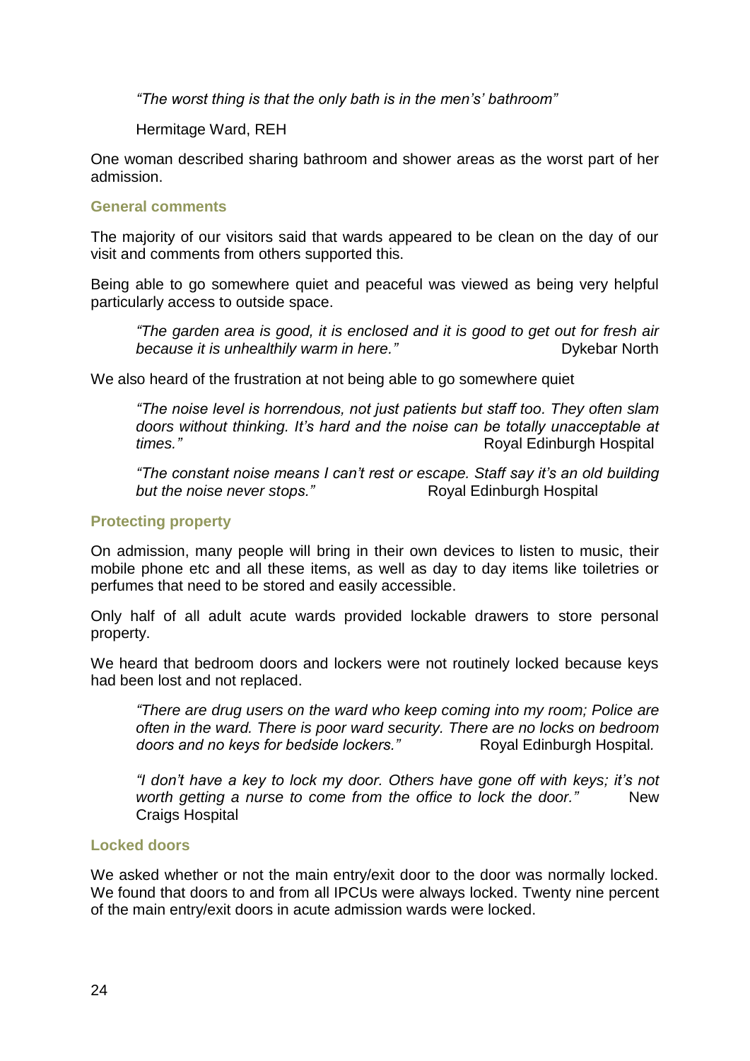*"The worst thing is that the only bath is in the men's' bathroom"*

Hermitage Ward, REH

One woman described sharing bathroom and shower areas as the worst part of her admission.

### General comments

The majority of our visitors said that wards appeared to be clean on the day of our visit and comments from others supported this.

Being able to go somewhere quiet and peaceful was viewed as being very helpful particularly access to outside space.

> *"The garden area is good, it is enclosed and it is good to get out for fresh air because it is unhealthily warm in here."* Dykebar North

We also heard of the frustration at not being able to go somewhere quiet

> *"The noise level is horrendous, not just patients but staff too. They often slam doors without thinking. It's hard and the noise can be totally unacceptable at times."* Royal Edinburgh Hospital

> *"The constant noise means I can't rest or escape. Staff say it's an old building but the noise never stops."* Royal Edinburgh Hospital

### Protecting property

On admission, many people will bring in their own devices to listen to music, their mobile phone etc and all these items, as well as day to day items like toiletries or perfumes that need to be stored and easily accessible.

Only half of all adult acute wards provided lockable drawers to store personal property.

We heard that bedroom doors and lockers were not routinely locked because keys had been lost and not replaced.

> *"There are drug users on the ward who keep coming into my room; Police are often in the ward. There is poor ward security. There are no locks on bedroom doors and no keys for bedside lockers."* Royal Edinburgh Hospital.

> *"I don't have a key to lock my door. Others have gone off with keys; it's not worth getting a nurse to come from the office to lock the door."* New Craigs Hospital

### Locked doors

We asked whether or not the main entry/exit door to the door was normally locked. We found that doors to and from all IPCUs were always locked. Twenty nine percent of the main entry/exit doors in acute admission wards were locked.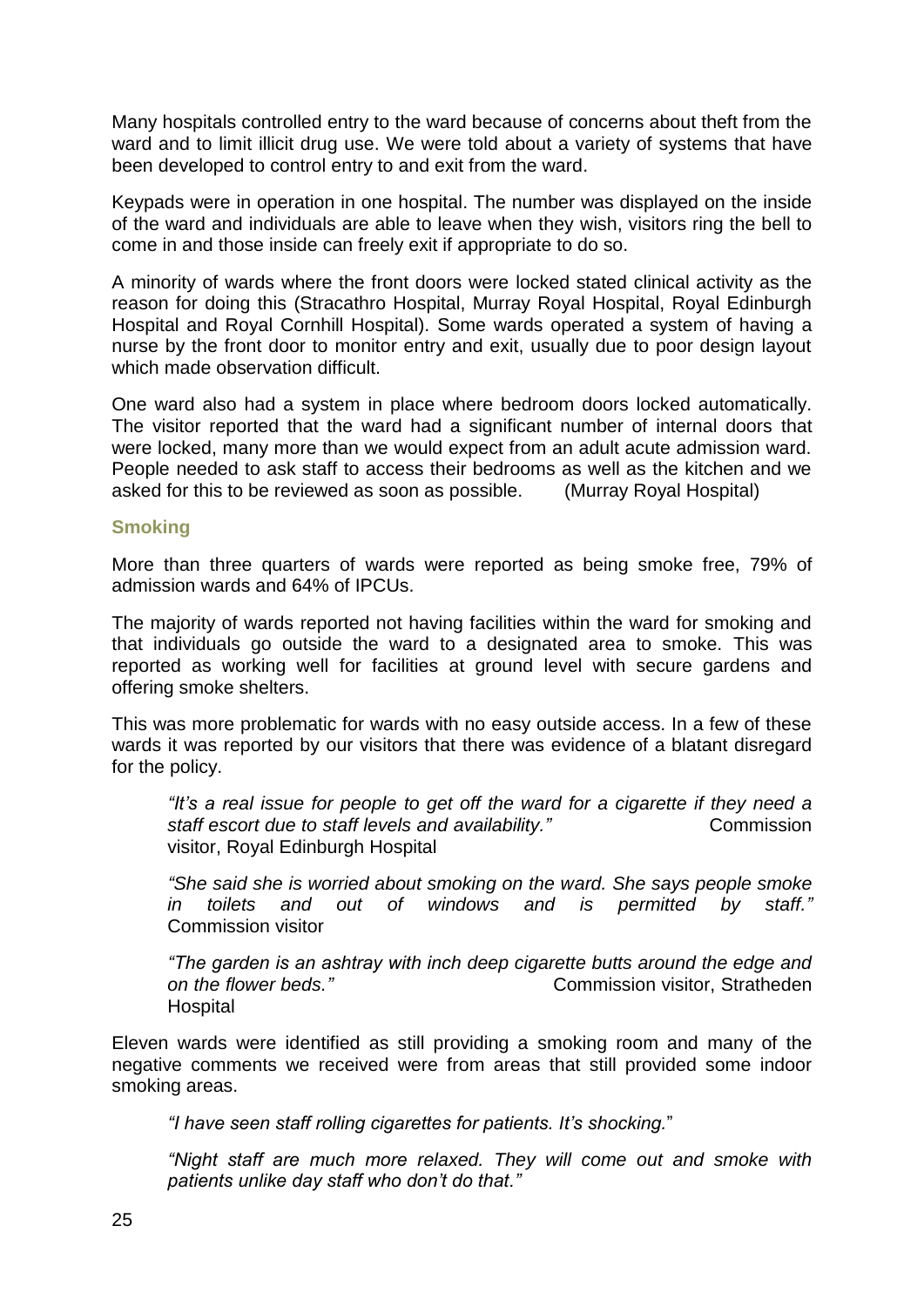Many hospitals controlled entry to the ward because of concerns about theft from the ward and to limit illicit drug use. We were told about a variety of systems that have been developed to control entry to and exit from the ward.

Keypads were in operation in one hospital. The number was displayed on the inside of the ward and individuals are able to leave when they wish, visitors ring the bell to come in and those inside can freely exit if appropriate to do so.

A minority of wards where the front doors were locked stated clinical activity as the reason for doing this (Stracathro Hospital, Murray Royal Hospital, Royal Edinburgh Hospital and Royal Cornhill Hospital). Some wards operated a system of having a nurse by the front door to monitor entry and exit, usually due to poor design layout which made observation difficult.

One ward also had a system in place where bedroom doors locked automatically. The visitor reported that the ward had a significant number of internal doors that were locked, many more than we would expect from an adult acute admission ward. People needed to ask staff to access their bedrooms as well as the kitchen and we asked for this to be reviewed as soon as possible. (Murray Royal Hospital)

### Smoking

More than three quarters of wards were reported as being smoke free, 79% of admission wards and 64% of IPCUs.

The majority of wards reported not having facilities within the ward for smoking and that individuals go outside the ward to a designated area to smoke. This was reported as working well for facilities at ground level with secure gardens and offering smoke shelters.

This was more problematic for wards with no easy outside access. In a few of these wards it was reported by our visitors that there was evidence of a blatant disregard for the policy.

> *"It's a real issue for people to get off the ward for a cigarette if they need a staff escort due to staff levels and availability."* Commission visitor, Royal Edinburgh Hospital

> *"She said she is worried about smoking on the ward. She says people smoke in toilets and out of windows and is permitted by staff."* Commission visitor

> *"The garden is an ashtray with inch deep cigarette butts around the edge and on the flower beds."* Commission visitor, Stratheden Hospital

Eleven wards were identified as still providing a smoking room and many of the negative comments we received were from areas that still provided some indoor smoking areas.

> *"I have seen staff rolling cigarettes for patients. It's shocking.*"

> *"Night staff are much more relaxed. They will come out and smoke with patients unlike day staff who don't do that."*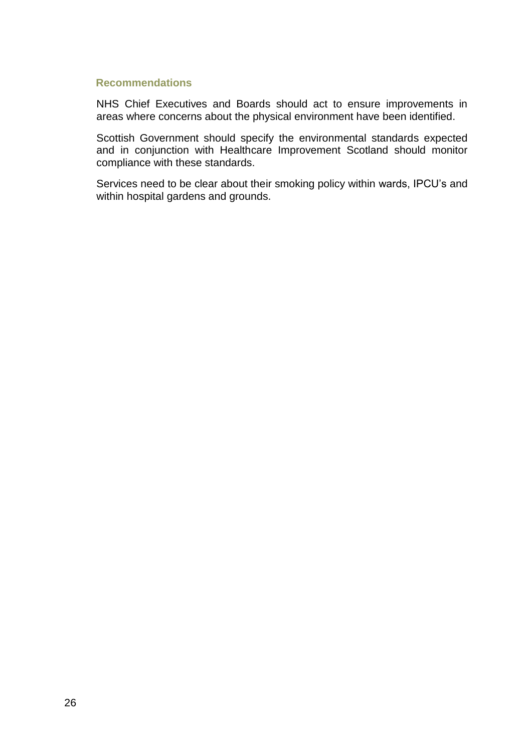### Recommendations

NHS Chief Executives and Boards should act to ensure improvements in areas where concerns about the physical environment have been identified.

Scottish Government should specify the environmental standards expected and in conjunction with Healthcare Improvement Scotland should monitor compliance with these standards.

Services need to be clear about their smoking policy within wards, IPCU's and within hospital gardens and grounds.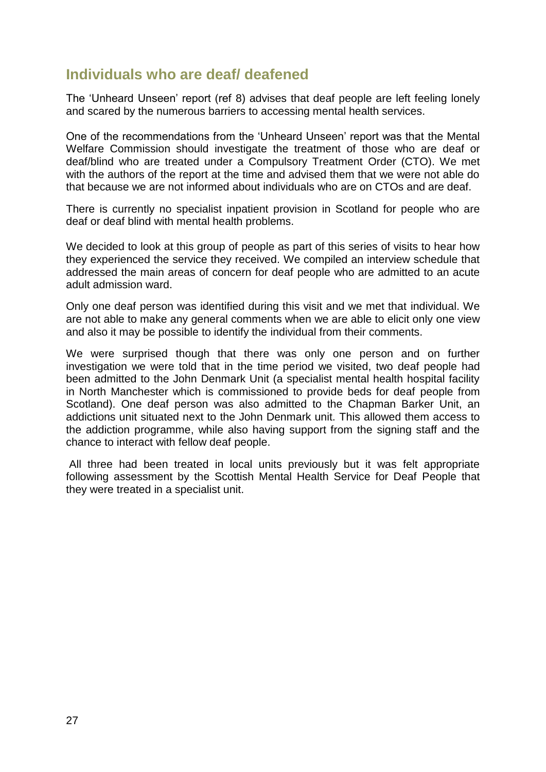## Individuals who are deaf/ deafened

The 'Unheard Unseen' report (ref 8) advises that deaf people are left feeling lonely and scared by the numerous barriers to accessing mental health services.

One of the recommendations from the 'Unheard Unseen' report was that the Mental Welfare Commission should investigate the treatment of those who are deaf or deaf/blind who are treated under a Compulsory Treatment Order (CTO). We met with the authors of the report at the time and advised them that we were not able do that because we are not informed about individuals who are on CTOs and are deaf.

There is currently no specialist inpatient provision in Scotland for people who are deaf or deaf blind with mental health problems.

We decided to look at this group of people as part of this series of visits to hear how they experienced the service they received. We compiled an interview schedule that addressed the main areas of concern for deaf people who are admitted to an acute adult admission ward.

Only one deaf person was identified during this visit and we met that individual. We are not able to make any general comments when we are able to elicit only one view and also it may be possible to identify the individual from their comments.

We were surprised though that there was only one person and on further investigation we were told that in the time period we visited, two deaf people had been admitted to the John Denmark Unit (a specialist mental health hospital facility in North Manchester which is commissioned to provide beds for deaf people from Scotland). One deaf person was also admitted to the Chapman Barker Unit, an addictions unit situated next to the John Denmark unit. This allowed them access to the addiction programme, while also having support from the signing staff and the chance to interact with fellow deaf people.

All three had been treated in local units previously but it was felt appropriate following assessment by the Scottish Mental Health Service for Deaf People that they were treated in a specialist unit.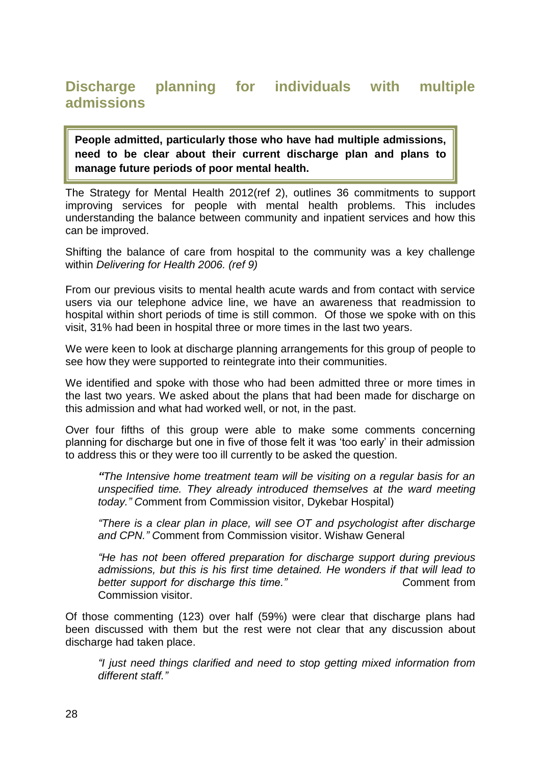## Discharge planning for individuals with multiple admissions

> **People admitted, particularly those who have had multiple admissions, need to be clear about their current discharge plan and plans to manage future periods of poor mental health.**

The Strategy for Mental Health 2012(ref 2), outlines 36 commitments to support improving services for people with mental health problems. This includes understanding the balance between community and inpatient services and how this can be improved.

Shifting the balance of care from hospital to the community was a key challenge within *Delivering for Health 2006. (ref 9)*

From our previous visits to mental health acute wards and from contact with service users via our telephone advice line, we have an awareness that readmission to hospital within short periods of time is still common. Of those we spoke with on this visit, 31% had been in hospital three or more times in the last two years.

We were keen to look at discharge planning arrangements for this group of people to see how they were supported to reintegrate into their communities.

We identified and spoke with those who had been admitted three or more times in the last two years. We asked about the plans that had been made for discharge on this admission and what had worked well, or not, in the past.

Over four fifths of this group were able to make some comments concerning planning for discharge but one in five of those felt it was 'too early' in their admission to address this or they were too ill currently to be asked the question.

> *"The Intensive home treatment team will be visiting on a regular basis for an unspecified time. They already introduced themselves at the ward meeting today."* Comment from Commission visitor, Dykebar Hospital)
>
> *"There is a clear plan in place, will see OT and psychologist after discharge and CPN."* Comment from Commission visitor. Wishaw General
>
> *"He has not been offered preparation for discharge support during previous admissions, but this is his first time detained. He wonders if that will lead to better support for discharge this time."* Comment from Commission visitor.

Of those commenting (123) over half (59%) were clear that discharge plans had been discussed with them but the rest were not clear that any discussion about discharge had taken place.

> *"I just need things clarified and need to stop getting mixed information from different staff."*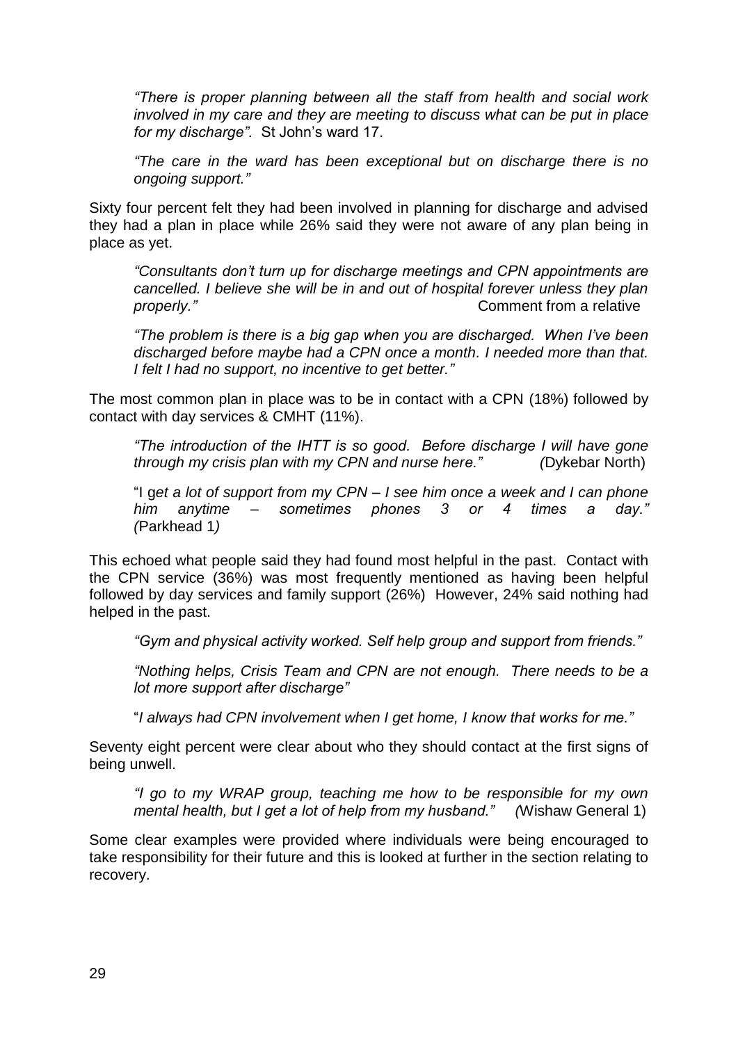*"There is proper planning between all the staff from health and social work involved in my care and they are meeting to discuss what can be put in place for my discharge".* St John's ward 17.

*"The care in the ward has been exceptional but on discharge there is no ongoing support."*

Sixty four percent felt they had been involved in planning for discharge and advised they had a plan in place while 26% said they were not aware of any plan being in place as yet.

*"Consultants don't turn up for discharge meetings and CPN appointments are cancelled. I believe she will be in and out of hospital forever unless they plan properly."* Comment from a relative

*"The problem is there is a big gap when you are discharged. When I've been discharged before maybe had a CPN once a month. I needed more than that. I felt I had no support, no incentive to get better."*

The most common plan in place was to be in contact with a CPN (18%) followed by contact with day services & CMHT (11%).

*"The introduction of the IHTT is so good. Before discharge I will have gone through my crisis plan with my CPN and nurse here."* (Dykebar North)

"I g*et a lot of support from my CPN – I see him once a week and I can phone him anytime – sometimes phones 3 or 4 times a day."* (Parkhead 1)

This echoed what people said they had found most helpful in the past. Contact with the CPN service (36%) was most frequently mentioned as having been helpful followed by day services and family support (26%) However, 24% said nothing had helped in the past.

*"Gym and physical activity worked. Self help group and support from friends."*

*"Nothing helps, Crisis Team and CPN are not enough. There needs to be a lot more support after discharge"*

"*I always had CPN involvement when I get home, I know that works for me."*

Seventy eight percent were clear about who they should contact at the first signs of being unwell.

*"I go to my WRAP group, teaching me how to be responsible for my own mental health, but I get a lot of help from my husband."* (Wishaw General 1)

Some clear examples were provided where individuals were being encouraged to take responsibility for their future and this is looked at further in the section relating to recovery.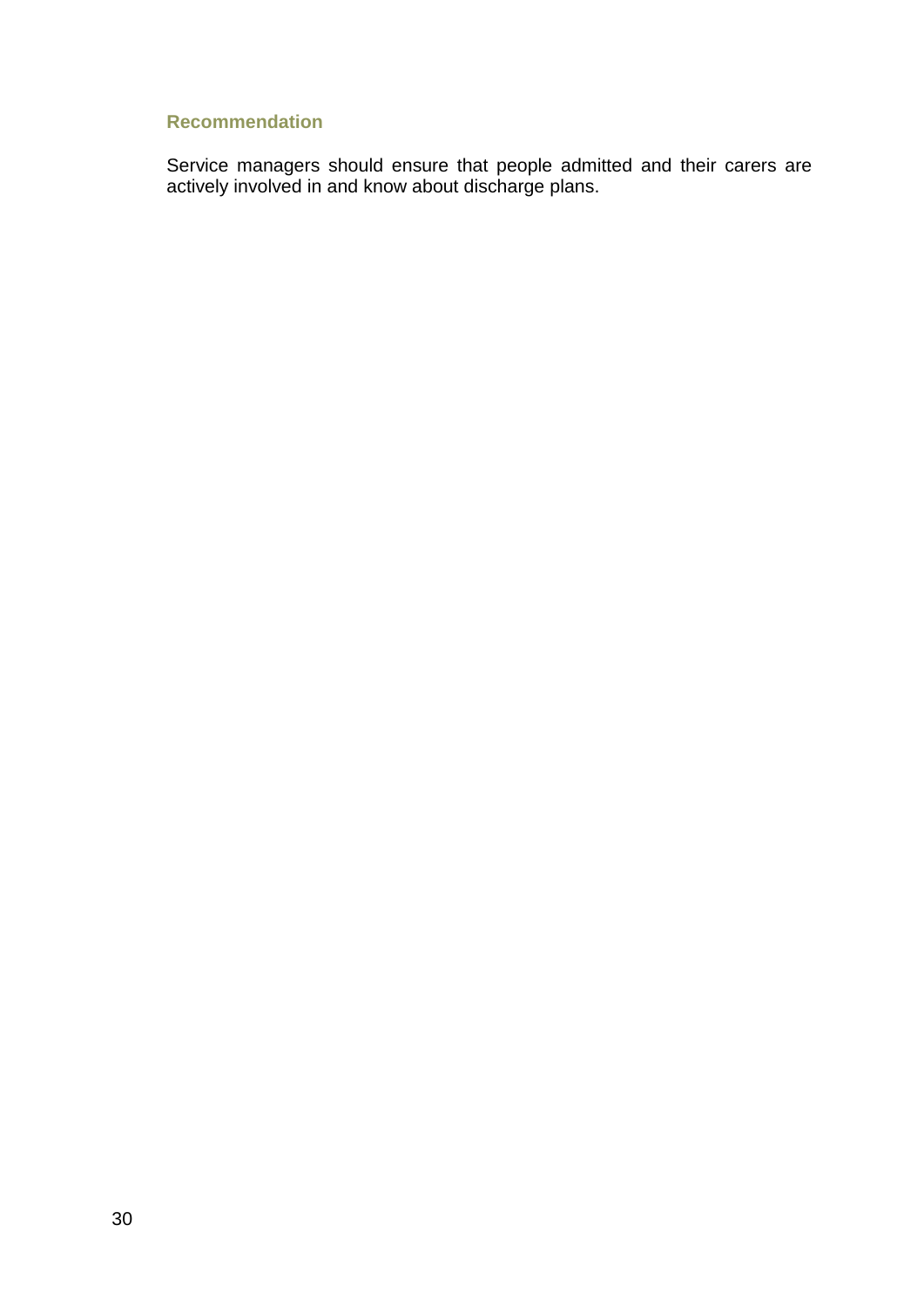### Recommendation

Service managers should ensure that people admitted and their carers are actively involved in and know about discharge plans.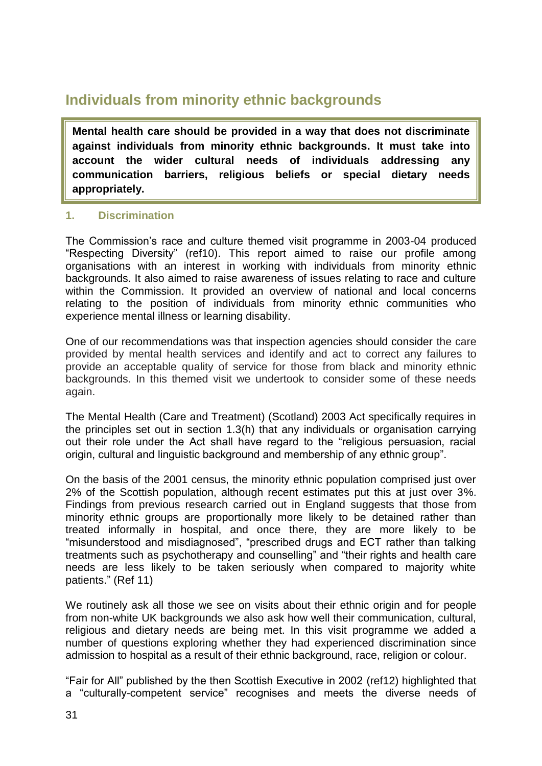## Individuals from minority ethnic backgrounds

> **Mental health care should be provided in a way that does not discriminate against individuals from minority ethnic backgrounds. It must take into account the wider cultural needs of individuals addressing any communication barriers, religious beliefs or special dietary needs appropriately.**

### 1. Discrimination

The Commission's race and culture themed visit programme in 2003-04 produced "Respecting Diversity" (ref10). This report aimed to raise our profile among organisations with an interest in working with individuals from minority ethnic backgrounds. It also aimed to raise awareness of issues relating to race and culture within the Commission. It provided an overview of national and local concerns relating to the position of individuals from minority ethnic communities who experience mental illness or learning disability.

One of our recommendations was that inspection agencies should consider the care provided by mental health services and identify and act to correct any failures to provide an acceptable quality of service for those from black and minority ethnic backgrounds. In this themed visit we undertook to consider some of these needs again.

The Mental Health (Care and Treatment) (Scotland) 2003 Act specifically requires in the principles set out in section 1.3(h) that any individuals or organisation carrying out their role under the Act shall have regard to the "religious persuasion, racial origin, cultural and linguistic background and membership of any ethnic group".

On the basis of the 2001 census, the minority ethnic population comprised just over 2% of the Scottish population, although recent estimates put this at just over 3%. Findings from previous research carried out in England suggests that those from minority ethnic groups are proportionally more likely to be detained rather than treated informally in hospital, and once there, they are more likely to be "misunderstood and misdiagnosed", "prescribed drugs and ECT rather than talking treatments such as psychotherapy and counselling" and "their rights and health care needs are less likely to be taken seriously when compared to majority white patients." (Ref 11)

We routinely ask all those we see on visits about their ethnic origin and for people from non-white UK backgrounds we also ask how well their communication, cultural, religious and dietary needs are being met. In this visit programme we added a number of questions exploring whether they had experienced discrimination since admission to hospital as a result of their ethnic background, race, religion or colour.

"Fair for All" published by the then Scottish Executive in 2002 (ref12) highlighted that a "culturally-competent service" recognises and meets the diverse needs of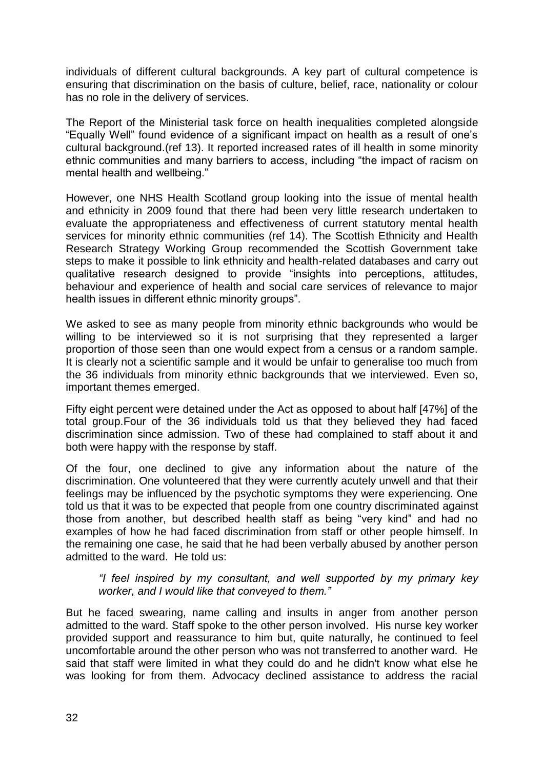individuals of different cultural backgrounds. A key part of cultural competence is ensuring that discrimination on the basis of culture, belief, race, nationality or colour has no role in the delivery of services.

The Report of the Ministerial task force on health inequalities completed alongside "Equally Well" found evidence of a significant impact on health as a result of one's cultural background.(ref 13). It reported increased rates of ill health in some minority ethnic communities and many barriers to access, including "the impact of racism on mental health and wellbeing."

However, one NHS Health Scotland group looking into the issue of mental health and ethnicity in 2009 found that there had been very little research undertaken to evaluate the appropriateness and effectiveness of current statutory mental health services for minority ethnic communities (ref 14). The Scottish Ethnicity and Health Research Strategy Working Group recommended the Scottish Government take steps to make it possible to link ethnicity and health-related databases and carry out qualitative research designed to provide "insights into perceptions, attitudes, behaviour and experience of health and social care services of relevance to major health issues in different ethnic minority groups".

We asked to see as many people from minority ethnic backgrounds who would be willing to be interviewed so it is not surprising that they represented a larger proportion of those seen than one would expect from a census or a random sample. It is clearly not a scientific sample and it would be unfair to generalise too much from the 36 individuals from minority ethnic backgrounds that we interviewed. Even so, important themes emerged.

Fifty eight percent were detained under the Act as opposed to about half [47%] of the total group.Four of the 36 individuals told us that they believed they had faced discrimination since admission. Two of these had complained to staff about it and both were happy with the response by staff.

Of the four, one declined to give any information about the nature of the discrimination. One volunteered that they were currently acutely unwell and that their feelings may be influenced by the psychotic symptoms they were experiencing. One told us that it was to be expected that people from one country discriminated against those from another, but described health staff as being "very kind" and had no examples of how he had faced discrimination from staff or other people himself. In the remaining one case, he said that he had been verbally abused by another person admitted to the ward. He told us:

> *"I feel inspired by my consultant, and well supported by my primary key worker, and I would like that conveyed to them."*

But he faced swearing, name calling and insults in anger from another person admitted to the ward. Staff spoke to the other person involved. His nurse key worker provided support and reassurance to him but, quite naturally, he continued to feel uncomfortable around the other person who was not transferred to another ward. He said that staff were limited in what they could do and he didn't know what else he was looking for from them. Advocacy declined assistance to address the racial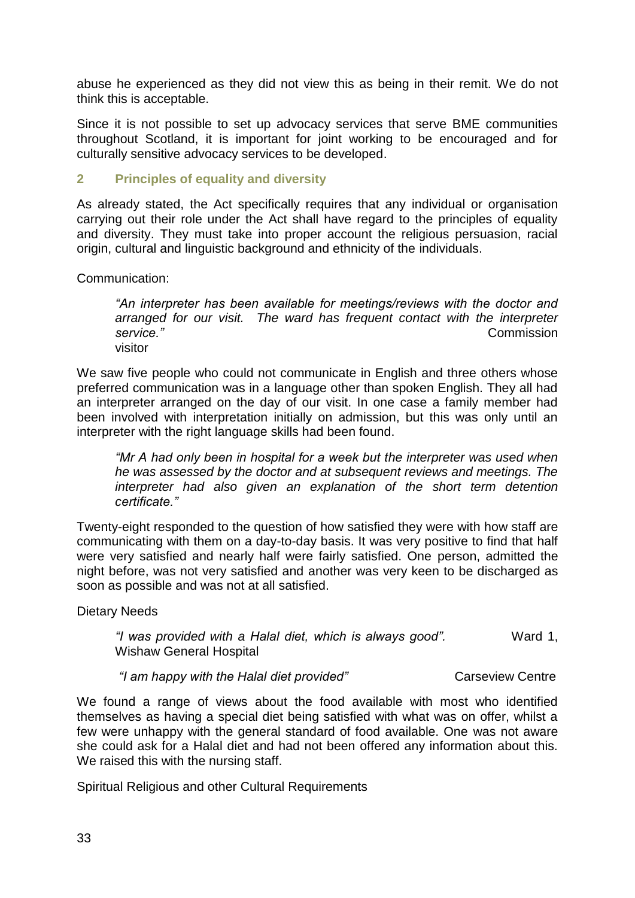abuse he experienced as they did not view this as being in their remit. We do not think this is acceptable.

Since it is not possible to set up advocacy services that serve BME communities throughout Scotland, it is important for joint working to be encouraged and for culturally sensitive advocacy services to be developed.

## 2 Principles of equality and diversity

As already stated, the Act specifically requires that any individual or organisation carrying out their role under the Act shall have regard to the principles of equality and diversity. They must take into proper account the religious persuasion, racial origin, cultural and linguistic background and ethnicity of the individuals.

Communication:

> *"An interpreter has been available for meetings/reviews with the doctor and arranged for our visit. The ward has frequent contact with the interpreter service."* Commission visitor

We saw five people who could not communicate in English and three others whose preferred communication was in a language other than spoken English. They all had an interpreter arranged on the day of our visit. In one case a family member had been involved with interpretation initially on admission, but this was only until an interpreter with the right language skills had been found.

> *"Mr A had only been in hospital for a week but the interpreter was used when he was assessed by the doctor and at subsequent reviews and meetings. The interpreter had also given an explanation of the short term detention certificate."*

Twenty-eight responded to the question of how satisfied they were with how staff are communicating with them on a day-to-day basis. It was very positive to find that half were very satisfied and nearly half were fairly satisfied. One person, admitted the night before, was not very satisfied and another was very keen to be discharged as soon as possible and was not at all satisfied.

Dietary Needs

> *"I was provided with a Halal diet, which is always good".* Ward 1, Wishaw General Hospital

> *"I am happy with the Halal diet provided"* Carseview Centre

We found a range of views about the food available with most who identified themselves as having a special diet being satisfied with what was on offer, whilst a few were unhappy with the general standard of food available. One was not aware she could ask for a Halal diet and had not been offered any information about this. We raised this with the nursing staff.

Spiritual Religious and other Cultural Requirements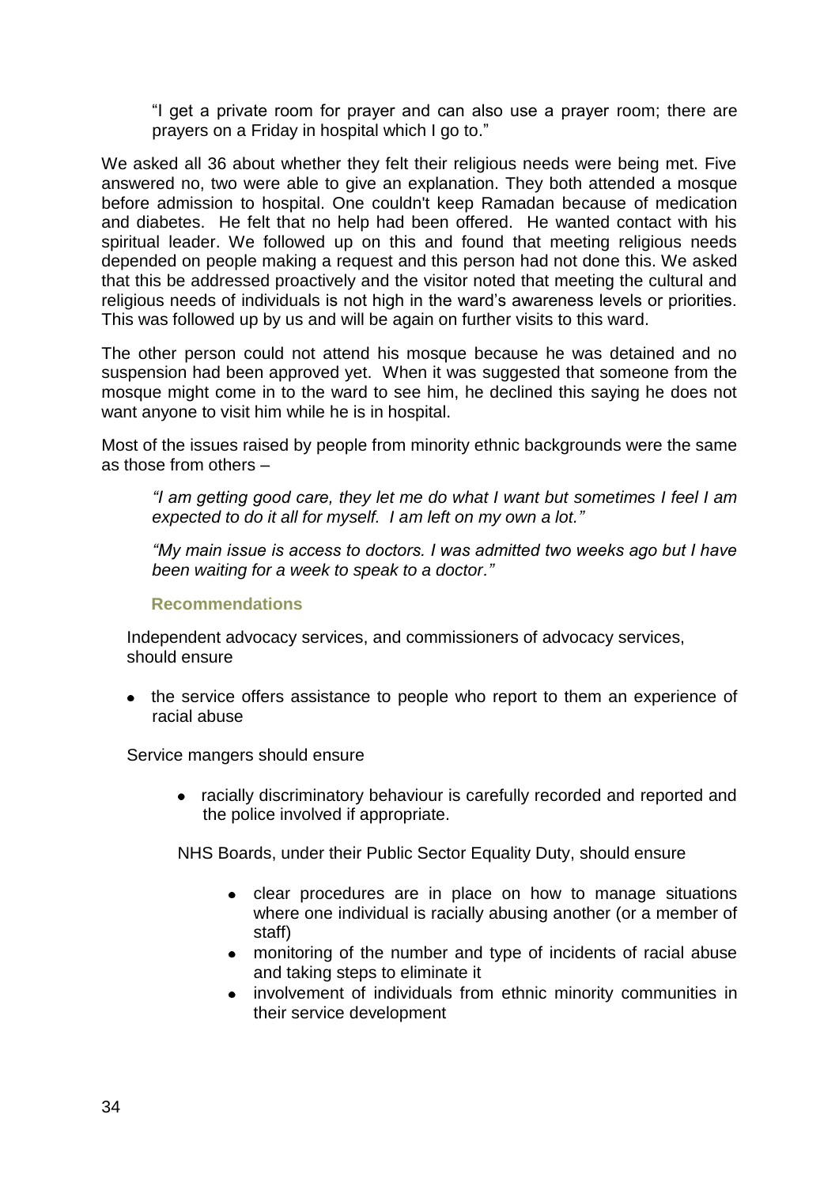"I get a private room for prayer and can also use a prayer room; there are prayers on a Friday in hospital which I go to."

We asked all 36 about whether they felt their religious needs were being met. Five answered no, two were able to give an explanation. They both attended a mosque before admission to hospital. One couldn't keep Ramadan because of medication and diabetes. He felt that no help had been offered. He wanted contact with his spiritual leader. We followed up on this and found that meeting religious needs depended on people making a request and this person had not done this. We asked that this be addressed proactively and the visitor noted that meeting the cultural and religious needs of individuals is not high in the ward's awareness levels or priorities. This was followed up by us and will be again on further visits to this ward.

The other person could not attend his mosque because he was detained and no suspension had been approved yet. When it was suggested that someone from the mosque might come in to the ward to see him, he declined this saying he does not want anyone to visit him while he is in hospital.

Most of the issues raised by people from minority ethnic backgrounds were the same as those from others –

*"I am getting good care, they let me do what I want but sometimes I feel I am expected to do it all for myself. I am left on my own a lot."*

*"My main issue is access to doctors. I was admitted two weeks ago but I have been waiting for a week to speak to a doctor."*

### Recommendations

Independent advocacy services, and commissioners of advocacy services, should ensure

- the service offers assistance to people who report to them an experience of racial abuse

Service mangers should ensure

- racially discriminatory behaviour is carefully recorded and reported and the police involved if appropriate.

NHS Boards, under their Public Sector Equality Duty, should ensure

- clear procedures are in place on how to manage situations where one individual is racially abusing another (or a member of staff)
- monitoring of the number and type of incidents of racial abuse and taking steps to eliminate it
- involvement of individuals from ethnic minority communities in their service development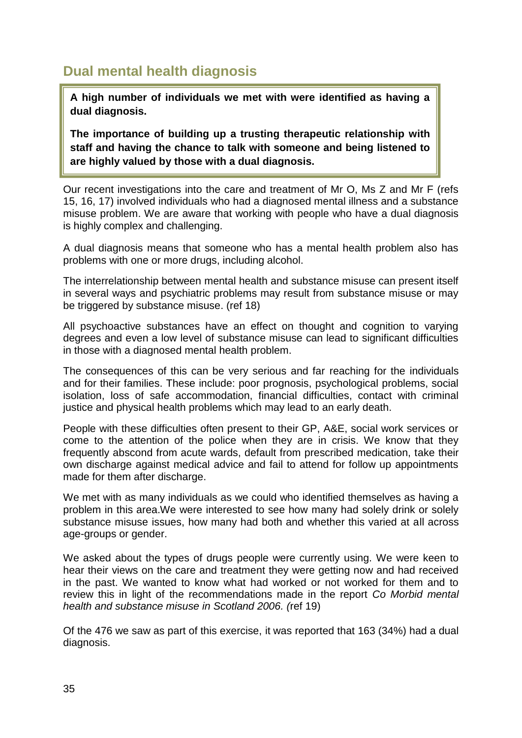## Dual mental health diagnosis

**A high number of individuals we met with were identified as having a dual diagnosis.**

**The importance of building up a trusting therapeutic relationship with staff and having the chance to talk with someone and being listened to are highly valued by those with a dual diagnosis.**

Our recent investigations into the care and treatment of Mr O, Ms Z and Mr F (refs 15, 16, 17) involved individuals who had a diagnosed mental illness and a substance misuse problem. We are aware that working with people who have a dual diagnosis is highly complex and challenging.

A dual diagnosis means that someone who has a mental health problem also has problems with one or more drugs, including alcohol.

The interrelationship between mental health and substance misuse can present itself in several ways and psychiatric problems may result from substance misuse or may be triggered by substance misuse. (ref 18)

All psychoactive substances have an effect on thought and cognition to varying degrees and even a low level of substance misuse can lead to significant difficulties in those with a diagnosed mental health problem.

The consequences of this can be very serious and far reaching for the individuals and for their families. These include: poor prognosis, psychological problems, social isolation, loss of safe accommodation, financial difficulties, contact with criminal justice and physical health problems which may lead to an early death.

People with these difficulties often present to their GP, A&E, social work services or come to the attention of the police when they are in crisis. We know that they frequently abscond from acute wards, default from prescribed medication, take their own discharge against medical advice and fail to attend for follow up appointments made for them after discharge.

We met with as many individuals as we could who identified themselves as having a problem in this area.We were interested to see how many had solely drink or solely substance misuse issues, how many had both and whether this varied at all across age-groups or gender.

We asked about the types of drugs people were currently using. We were keen to hear their views on the care and treatment they were getting now and had received in the past. We wanted to know what had worked or not worked for them and to review this in light of the recommendations made in the report *Co Morbid mental health and substance misuse in Scotland 2006. (*ref 19)

Of the 476 we saw as part of this exercise, it was reported that 163 (34%) had a dual diagnosis.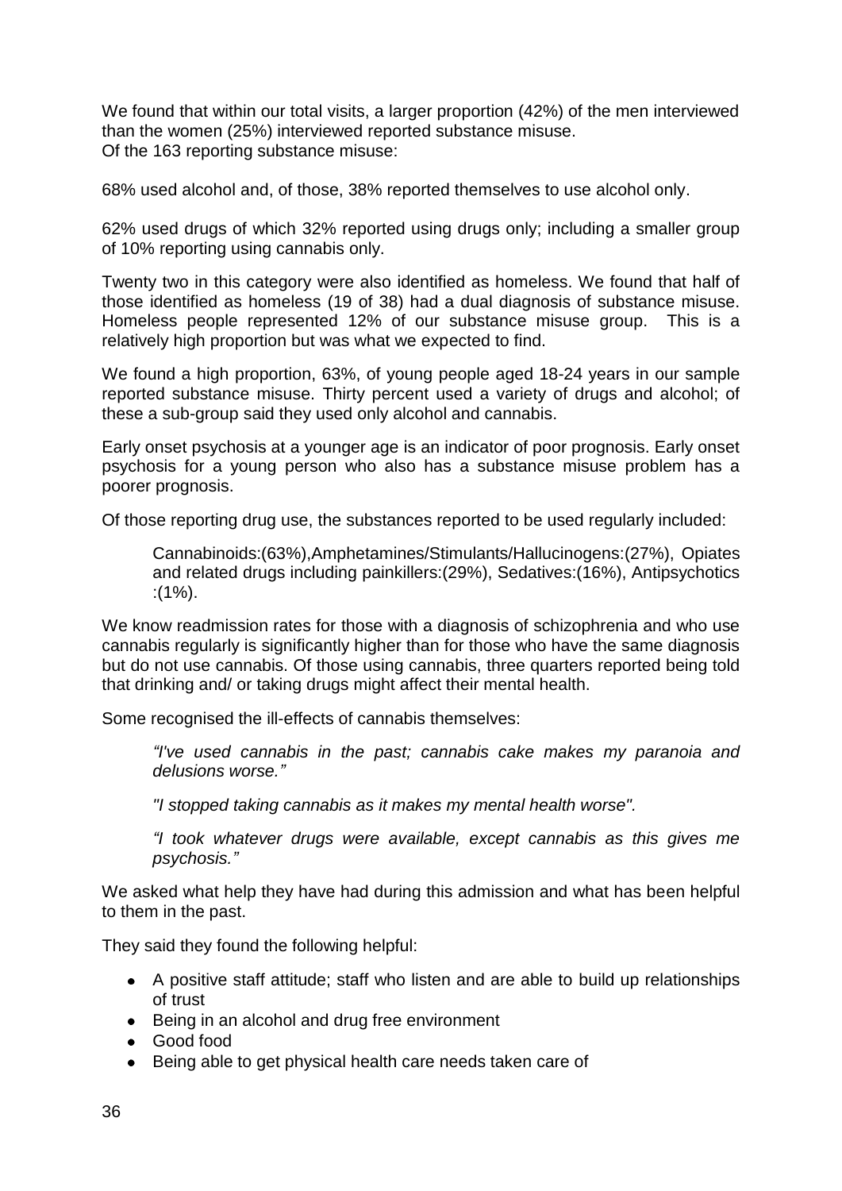We found that within our total visits, a larger proportion (42%) of the men interviewed than the women (25%) interviewed reported substance misuse.
Of the 163 reporting substance misuse:

68% used alcohol and, of those, 38% reported themselves to use alcohol only.

62% used drugs of which 32% reported using drugs only; including a smaller group of 10% reporting using cannabis only.

Twenty two in this category were also identified as homeless. We found that half of those identified as homeless (19 of 38) had a dual diagnosis of substance misuse. Homeless people represented 12% of our substance misuse group. This is a relatively high proportion but was what we expected to find.

We found a high proportion, 63%, of young people aged 18-24 years in our sample reported substance misuse. Thirty percent used a variety of drugs and alcohol; of these a sub-group said they used only alcohol and cannabis.

Early onset psychosis at a younger age is an indicator of poor prognosis. Early onset psychosis for a young person who also has a substance misuse problem has a poorer prognosis.

Of those reporting drug use, the substances reported to be used regularly included:

> Cannabinoids:(63%),Amphetamines/Stimulants/Hallucinogens:(27%), Opiates and related drugs including painkillers:(29%), Sedatives:(16%), Antipsychotics :(1%).

We know readmission rates for those with a diagnosis of schizophrenia and who use cannabis regularly is significantly higher than for those who have the same diagnosis but do not use cannabis. Of those using cannabis, three quarters reported being told that drinking and/ or taking drugs might affect their mental health.

Some recognised the ill-effects of cannabis themselves:

> *"I've used cannabis in the past; cannabis cake makes my paranoia and delusions worse."*
>
> *"I stopped taking cannabis as it makes my mental health worse".*
>
> *"I took whatever drugs were available, except cannabis as this gives me psychosis."*

We asked what help they have had during this admission and what has been helpful to them in the past.

They said they found the following helpful:

- A positive staff attitude; staff who listen and are able to build up relationships of trust
- Being in an alcohol and drug free environment
- Good food
- Being able to get physical health care needs taken care of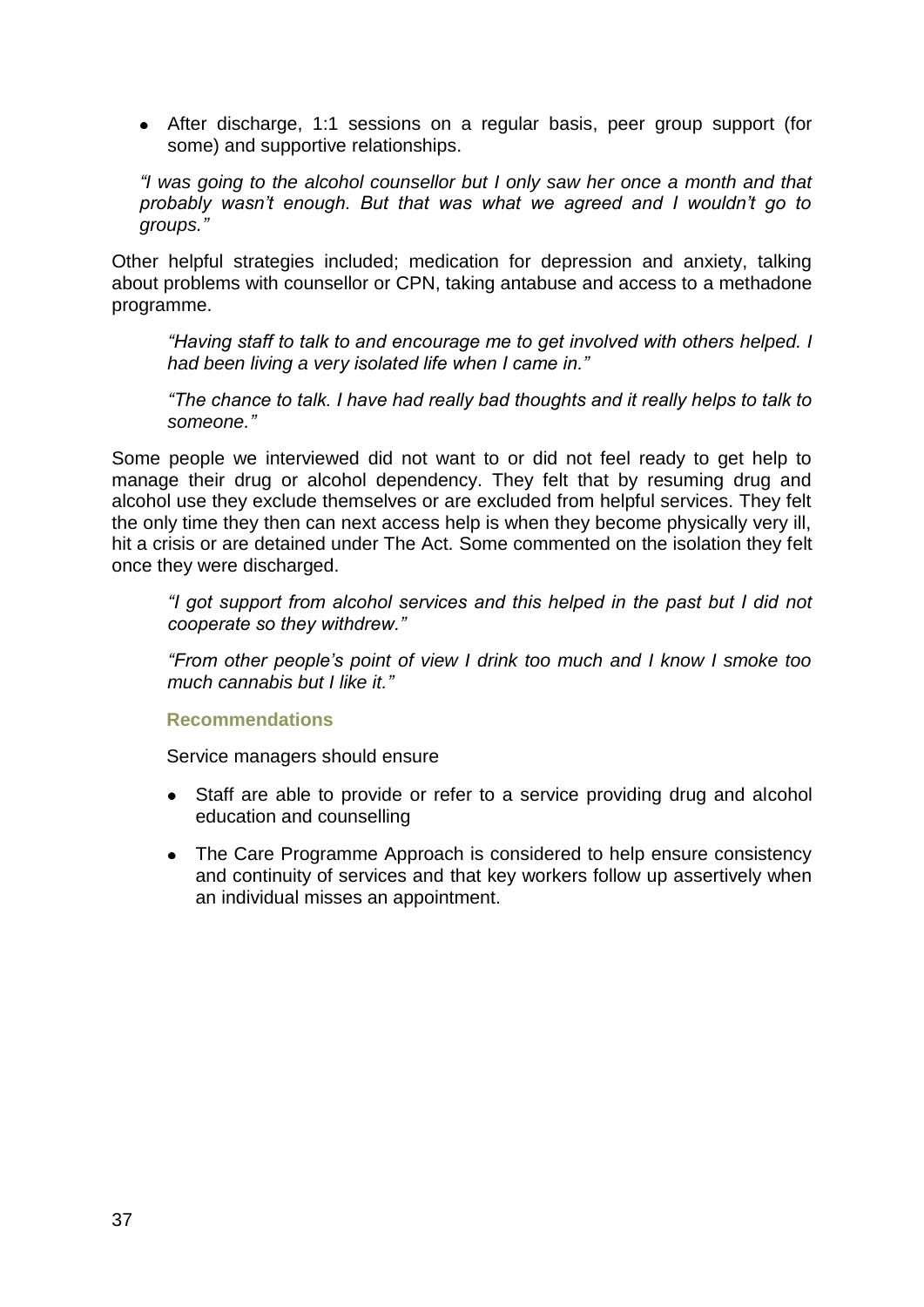- After discharge, 1:1 sessions on a regular basis, peer group support (for some) and supportive relationships.

*"I was going to the alcohol counsellor but I only saw her once a month and that probably wasn't enough. But that was what we agreed and I wouldn't go to groups."*

Other helpful strategies included; medication for depression and anxiety, talking about problems with counsellor or CPN, taking antabuse and access to a methadone programme.

> *"Having staff to talk to and encourage me to get involved with others helped. I had been living a very isolated life when I came in."*
>
> *"The chance to talk. I have had really bad thoughts and it really helps to talk to someone."*

Some people we interviewed did not want to or did not feel ready to get help to manage their drug or alcohol dependency. They felt that by resuming drug and alcohol use they exclude themselves or are excluded from helpful services. They felt the only time they then can next access help is when they become physically very ill, hit a crisis or are detained under The Act. Some commented on the isolation they felt once they were discharged.

> *"I got support from alcohol services and this helped in the past but I did not cooperate so they withdrew."*
>
> *"From other people's point of view I drink too much and I know I smoke too much cannabis but I like it."*

### Recommendations

Service managers should ensure

- Staff are able to provide or refer to a service providing drug and alcohol education and counselling
- The Care Programme Approach is considered to help ensure consistency and continuity of services and that key workers follow up assertively when an individual misses an appointment.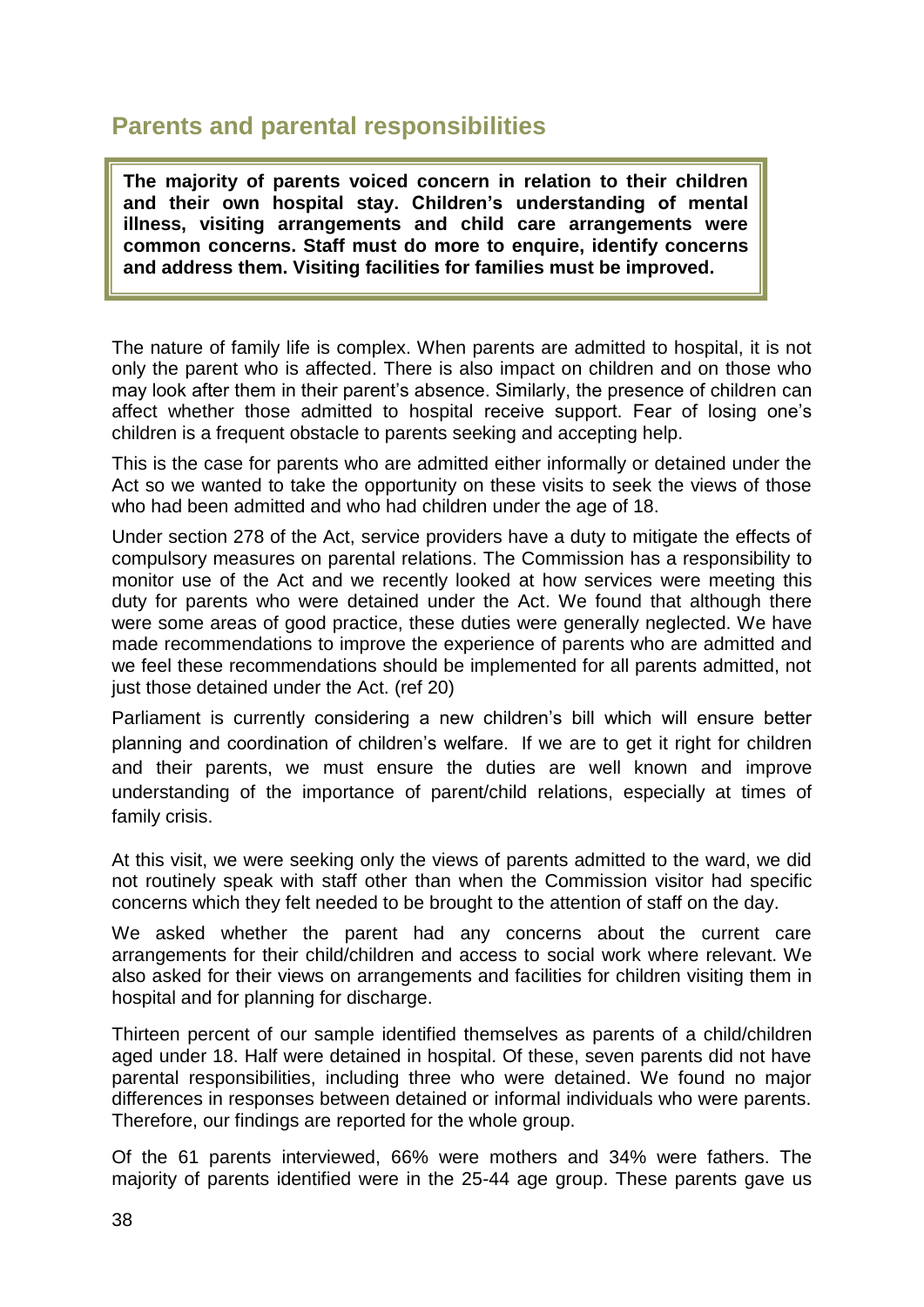## Parents and parental responsibilities

**The majority of parents voiced concern in relation to their children and their own hospital stay. Children's understanding of mental illness, visiting arrangements and child care arrangements were common concerns. Staff must do more to enquire, identify concerns and address them. Visiting facilities for families must be improved.**

The nature of family life is complex. When parents are admitted to hospital, it is not only the parent who is affected. There is also impact on children and on those who may look after them in their parent's absence. Similarly, the presence of children can affect whether those admitted to hospital receive support. Fear of losing one's children is a frequent obstacle to parents seeking and accepting help.

This is the case for parents who are admitted either informally or detained under the Act so we wanted to take the opportunity on these visits to seek the views of those who had been admitted and who had children under the age of 18.

Under section 278 of the Act, service providers have a duty to mitigate the effects of compulsory measures on parental relations. The Commission has a responsibility to monitor use of the Act and we recently looked at how services were meeting this duty for parents who were detained under the Act. We found that although there were some areas of good practice, these duties were generally neglected. We have made recommendations to improve the experience of parents who are admitted and we feel these recommendations should be implemented for all parents admitted, not just those detained under the Act. (ref 20)

Parliament is currently considering a new children's bill which will ensure better planning and coordination of children's welfare. If we are to get it right for children and their parents, we must ensure the duties are well known and improve understanding of the importance of parent/child relations, especially at times of family crisis.

At this visit, we were seeking only the views of parents admitted to the ward, we did not routinely speak with staff other than when the Commission visitor had specific concerns which they felt needed to be brought to the attention of staff on the day.

We asked whether the parent had any concerns about the current care arrangements for their child/children and access to social work where relevant. We also asked for their views on arrangements and facilities for children visiting them in hospital and for planning for discharge.

Thirteen percent of our sample identified themselves as parents of a child/children aged under 18. Half were detained in hospital. Of these, seven parents did not have parental responsibilities, including three who were detained. We found no major differences in responses between detained or informal individuals who were parents. Therefore, our findings are reported for the whole group.

Of the 61 parents interviewed, 66% were mothers and 34% were fathers. The majority of parents identified were in the 25-44 age group. These parents gave us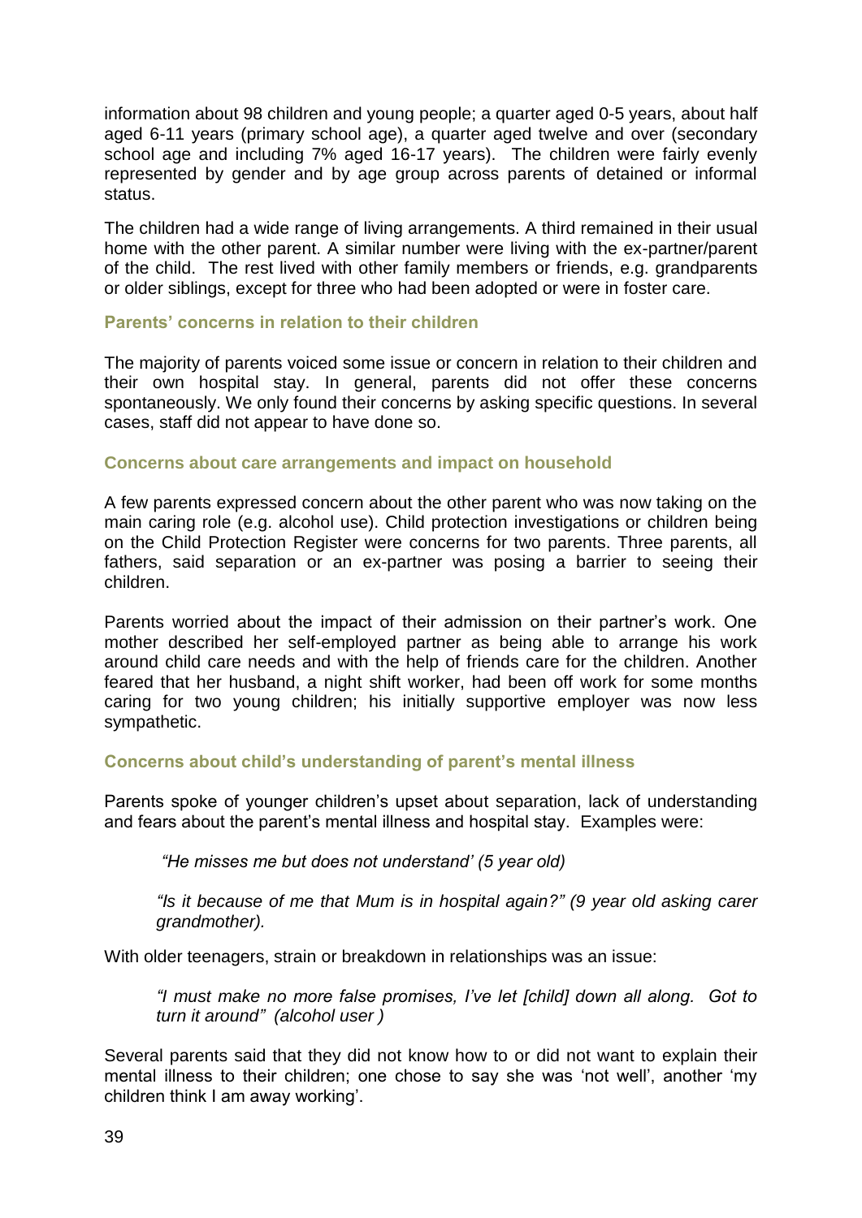information about 98 children and young people; a quarter aged 0-5 years, about half aged 6-11 years (primary school age), a quarter aged twelve and over (secondary school age and including 7% aged 16-17 years). The children were fairly evenly represented by gender and by age group across parents of detained or informal status.

The children had a wide range of living arrangements. A third remained in their usual home with the other parent. A similar number were living with the ex-partner/parent of the child. The rest lived with other family members or friends, e.g. grandparents or older siblings, except for three who had been adopted or were in foster care.

### Parents' concerns in relation to their children

The majority of parents voiced some issue or concern in relation to their children and their own hospital stay. In general, parents did not offer these concerns spontaneously. We only found their concerns by asking specific questions. In several cases, staff did not appear to have done so.

### Concerns about care arrangements and impact on household

A few parents expressed concern about the other parent who was now taking on the main caring role (e.g. alcohol use). Child protection investigations or children being on the Child Protection Register were concerns for two parents. Three parents, all fathers, said separation or an ex-partner was posing a barrier to seeing their children.

Parents worried about the impact of their admission on their partner's work. One mother described her self-employed partner as being able to arrange his work around child care needs and with the help of friends care for the children. Another feared that her husband, a night shift worker, had been off work for some months caring for two young children; his initially supportive employer was now less sympathetic.

### Concerns about child's understanding of parent's mental illness

Parents spoke of younger children's upset about separation, lack of understanding and fears about the parent's mental illness and hospital stay. Examples were:

> *"He misses me but does not understand' (5 year old)*

> *"Is it because of me that Mum is in hospital again?" (9 year old asking carer grandmother).*

With older teenagers, strain or breakdown in relationships was an issue:

> *"I must make no more false promises, I've let [child] down all along. Got to turn it around" (alcohol user )*

Several parents said that they did not know how to or did not want to explain their mental illness to their children; one chose to say she was 'not well', another 'my children think I am away working'.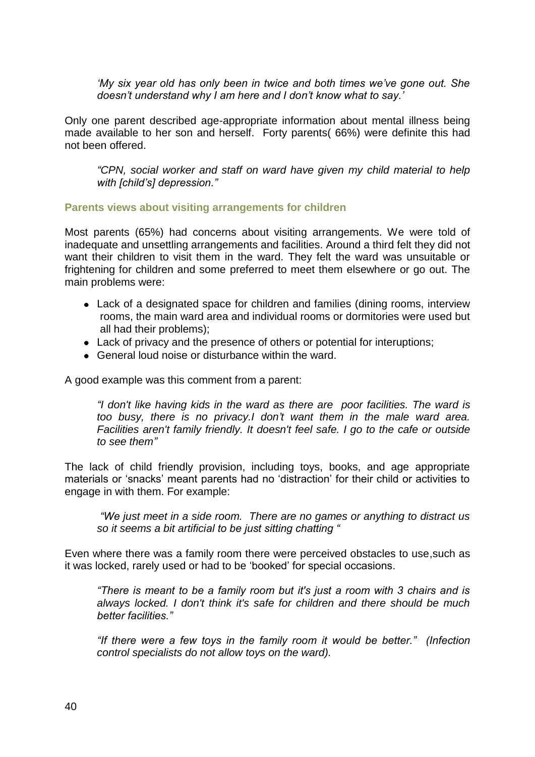*'My six year old has only been in twice and both times we've gone out. She doesn't understand why I am here and I don't know what to say.'*

Only one parent described age-appropriate information about mental illness being made available to her son and herself. Forty parents( 66%) were definite this had not been offered.

*"CPN, social worker and staff on ward have given my child material to help with [child's] depression."*

### Parents views about visiting arrangements for children

Most parents (65%) had concerns about visiting arrangements. We were told of inadequate and unsettling arrangements and facilities. Around a third felt they did not want their children to visit them in the ward. They felt the ward was unsuitable or frightening for children and some preferred to meet them elsewhere or go out. The main problems were:

- Lack of a designated space for children and families (dining rooms, interview rooms, the main ward area and individual rooms or dormitories were used but all had their problems);
- Lack of privacy and the presence of others or potential for interuptions;
- General loud noise or disturbance within the ward.

A good example was this comment from a parent:

*"I don't like having kids in the ward as there are poor facilities. The ward is too busy, there is no privacy.I don't want them in the male ward area. Facilities aren't family friendly. It doesn't feel safe. I go to the cafe or outside to see them"*

The lack of child friendly provision, including toys, books, and age appropriate materials or 'snacks' meant parents had no 'distraction' for their child or activities to engage in with them. For example:

*"We just meet in a side room. There are no games or anything to distract us so it seems a bit artificial to be just sitting chatting "*

Even where there was a family room there were perceived obstacles to use,such as it was locked, rarely used or had to be 'booked' for special occasions.

*"There is meant to be a family room but it's just a room with 3 chairs and is always locked. I don't think it's safe for children and there should be much better facilities."*

*"If there were a few toys in the family room it would be better." (Infection control specialists do not allow toys on the ward).*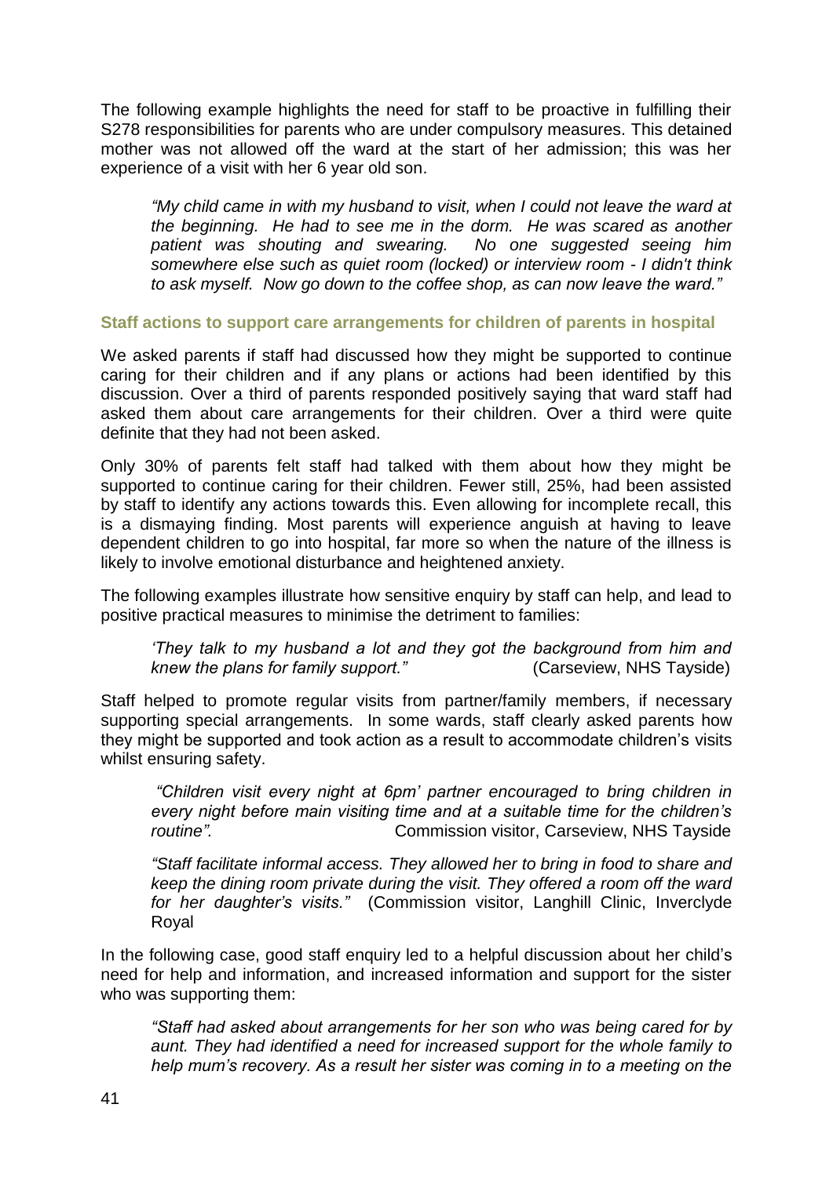The following example highlights the need for staff to be proactive in fulfilling their S278 responsibilities for parents who are under compulsory measures. This detained mother was not allowed off the ward at the start of her admission; this was her experience of a visit with her 6 year old son.

> *"My child came in with my husband to visit, when I could not leave the ward at the beginning. He had to see me in the dorm. He was scared as another patient was shouting and swearing. No one suggested seeing him somewhere else such as quiet room (locked) or interview room - I didn't think to ask myself. Now go down to the coffee shop, as can now leave the ward."*

### Staff actions to support care arrangements for children of parents in hospital

We asked parents if staff had discussed how they might be supported to continue caring for their children and if any plans or actions had been identified by this discussion. Over a third of parents responded positively saying that ward staff had asked them about care arrangements for their children. Over a third were quite definite that they had not been asked.

Only 30% of parents felt staff had talked with them about how they might be supported to continue caring for their children. Fewer still, 25%, had been assisted by staff to identify any actions towards this. Even allowing for incomplete recall, this is a dismaying finding. Most parents will experience anguish at having to leave dependent children to go into hospital, far more so when the nature of the illness is likely to involve emotional disturbance and heightened anxiety.

The following examples illustrate how sensitive enquiry by staff can help, and lead to positive practical measures to minimise the detriment to families:

> *'They talk to my husband a lot and they got the background from him and knew the plans for family support."* (Carseview, NHS Tayside)

Staff helped to promote regular visits from partner/family members, if necessary supporting special arrangements. In some wards, staff clearly asked parents how they might be supported and took action as a result to accommodate children's visits whilst ensuring safety.

> *"Children visit every night at 6pm' partner encouraged to bring children in every night before main visiting time and at a suitable time for the children's routine".* Commission visitor, Carseview, NHS Tayside

> *"Staff facilitate informal access. They allowed her to bring in food to share and keep the dining room private during the visit. They offered a room off the ward for her daughter's visits."* (Commission visitor, Langhill Clinic, Inverclyde Royal

In the following case, good staff enquiry led to a helpful discussion about her child's need for help and information, and increased information and support for the sister who was supporting them:

> *"Staff had asked about arrangements for her son who was being cared for by aunt. They had identified a need for increased support for the whole family to help mum's recovery. As a result her sister was coming in to a meeting on the*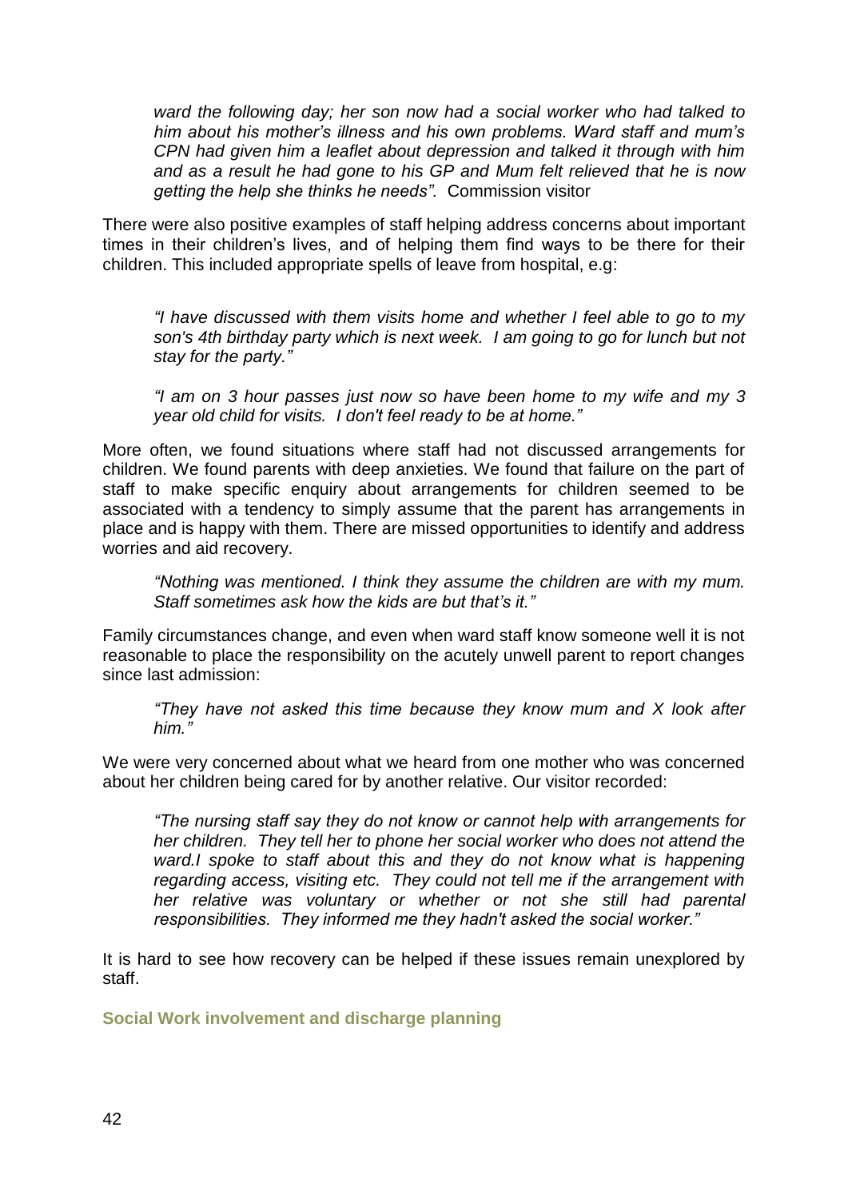*ward the following day; her son now had a social worker who had talked to him about his mother's illness and his own problems. Ward staff and mum's CPN had given him a leaflet about depression and talked it through with him and as a result he had gone to his GP and Mum felt relieved that he is now getting the help she thinks he needs".* Commission visitor

There were also positive examples of staff helping address concerns about important times in their children's lives, and of helping them find ways to be there for their children. This included appropriate spells of leave from hospital, e.g:

> *"I have discussed with them visits home and whether I feel able to go to my son's 4th birthday party which is next week. I am going to go for lunch but not stay for the party."*

> *"I am on 3 hour passes just now so have been home to my wife and my 3 year old child for visits. I don't feel ready to be at home."*

More often, we found situations where staff had not discussed arrangements for children. We found parents with deep anxieties. We found that failure on the part of staff to make specific enquiry about arrangements for children seemed to be associated with a tendency to simply assume that the parent has arrangements in place and is happy with them. There are missed opportunities to identify and address worries and aid recovery.

> *"Nothing was mentioned. I think they assume the children are with my mum. Staff sometimes ask how the kids are but that's it."*

Family circumstances change, and even when ward staff know someone well it is not reasonable to place the responsibility on the acutely unwell parent to report changes since last admission:

> *"They have not asked this time because they know mum and X look after him."*

We were very concerned about what we heard from one mother who was concerned about her children being cared for by another relative. Our visitor recorded:

> *"The nursing staff say they do not know or cannot help with arrangements for her children. They tell her to phone her social worker who does not attend the ward.I spoke to staff about this and they do not know what is happening regarding access, visiting etc. They could not tell me if the arrangement with her relative was voluntary or whether or not she still had parental responsibilities. They informed me they hadn't asked the social worker."*

It is hard to see how recovery can be helped if these issues remain unexplored by staff.

### Social Work involvement and discharge planning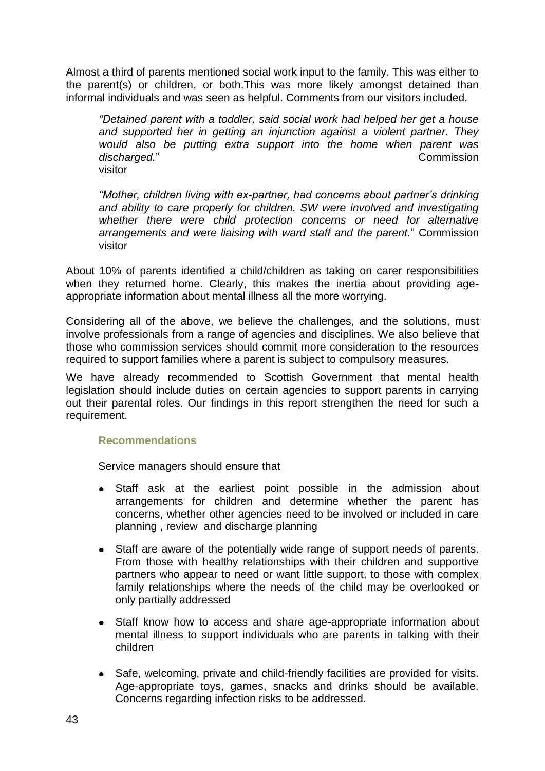Almost a third of parents mentioned social work input to the family. This was either to the parent(s) or children, or both.This was more likely amongst detained than informal individuals and was seen as helpful. Comments from our visitors included.

> *"Detained parent with a toddler, said social work had helped her get a house and supported her in getting an injunction against a violent partner. They would also be putting extra support into the home when parent was discharged.*" Commission visitor

> *"Mother, children living with ex-partner, had concerns about partner's drinking and ability to care properly for children. SW were involved and investigating whether there were child protection concerns or need for alternative arrangements and were liaising with ward staff and the parent.*" Commission visitor

About 10% of parents identified a child/children as taking on carer responsibilities when they returned home. Clearly, this makes the inertia about providing age-appropriate information about mental illness all the more worrying.

Considering all of the above, we believe the challenges, and the solutions, must involve professionals from a range of agencies and disciplines. We also believe that those who commission services should commit more consideration to the resources required to support families where a parent is subject to compulsory measures.

We have already recommended to Scottish Government that mental health legislation should include duties on certain agencies to support parents in carrying out their parental roles. Our findings in this report strengthen the need for such a requirement.

### Recommendations

Service managers should ensure that

- Staff ask at the earliest point possible in the admission about arrangements for children and determine whether the parent has concerns, whether other agencies need to be involved or included in care planning , review and discharge planning
- Staff are aware of the potentially wide range of support needs of parents. From those with healthy relationships with their children and supportive partners who appear to need or want little support, to those with complex family relationships where the needs of the child may be overlooked or only partially addressed
- Staff know how to access and share age-appropriate information about mental illness to support individuals who are parents in talking with their children
- Safe, welcoming, private and child-friendly facilities are provided for visits. Age-appropriate toys, games, snacks and drinks should be available. Concerns regarding infection risks to be addressed.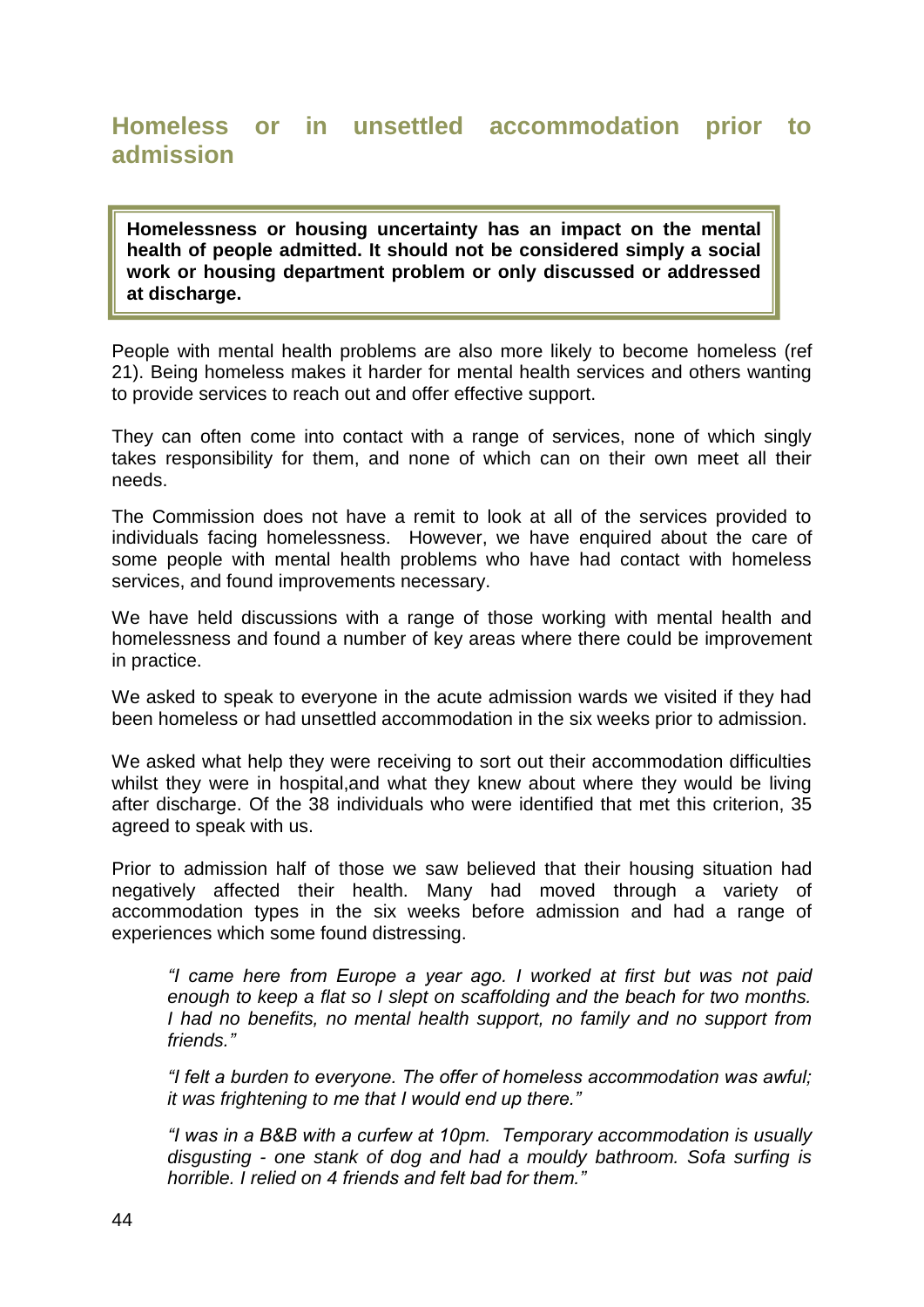## Homeless or in unsettled accommodation prior to admission

> **Homelessness or housing uncertainty has an impact on the mental health of people admitted. It should not be considered simply a social work or housing department problem or only discussed or addressed at discharge.**

People with mental health problems are also more likely to become homeless (ref 21). Being homeless makes it harder for mental health services and others wanting to provide services to reach out and offer effective support.

They can often come into contact with a range of services, none of which singly takes responsibility for them, and none of which can on their own meet all their needs.

The Commission does not have a remit to look at all of the services provided to individuals facing homelessness. However, we have enquired about the care of some people with mental health problems who have had contact with homeless services, and found improvements necessary.

We have held discussions with a range of those working with mental health and homelessness and found a number of key areas where there could be improvement in practice.

We asked to speak to everyone in the acute admission wards we visited if they had been homeless or had unsettled accommodation in the six weeks prior to admission.

We asked what help they were receiving to sort out their accommodation difficulties whilst they were in hospital,and what they knew about where they would be living after discharge. Of the 38 individuals who were identified that met this criterion, 35 agreed to speak with us.

Prior to admission half of those we saw believed that their housing situation had negatively affected their health. Many had moved through a variety of accommodation types in the six weeks before admission and had a range of experiences which some found distressing.

> *"I came here from Europe a year ago. I worked at first but was not paid enough to keep a flat so I slept on scaffolding and the beach for two months. I had no benefits, no mental health support, no family and no support from friends."*
>
> *"I felt a burden to everyone. The offer of homeless accommodation was awful; it was frightening to me that I would end up there."*
>
> *"I was in a B&B with a curfew at 10pm. Temporary accommodation is usually disgusting - one stank of dog and had a mouldy bathroom. Sofa surfing is horrible. I relied on 4 friends and felt bad for them."*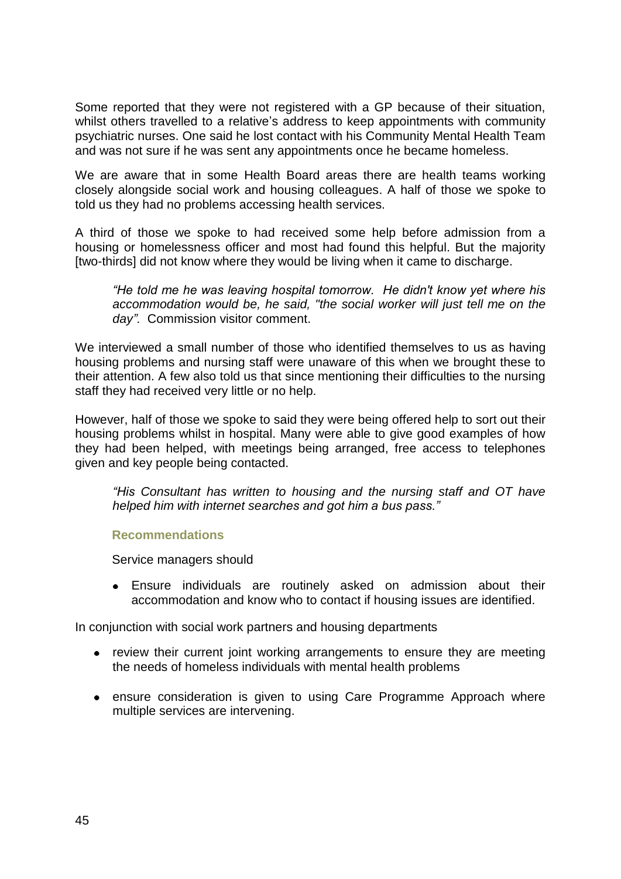Some reported that they were not registered with a GP because of their situation, whilst others travelled to a relative's address to keep appointments with community psychiatric nurses. One said he lost contact with his Community Mental Health Team and was not sure if he was sent any appointments once he became homeless.

We are aware that in some Health Board areas there are health teams working closely alongside social work and housing colleagues. A half of those we spoke to told us they had no problems accessing health services.

A third of those we spoke to had received some help before admission from a housing or homelessness officer and most had found this helpful. But the majority [two-thirds] did not know where they would be living when it came to discharge.

> *"He told me he was leaving hospital tomorrow. He didn't know yet where his accommodation would be, he said, "the social worker will just tell me on the day".* Commission visitor comment.

We interviewed a small number of those who identified themselves to us as having housing problems and nursing staff were unaware of this when we brought these to their attention. A few also told us that since mentioning their difficulties to the nursing staff they had received very little or no help.

However, half of those we spoke to said they were being offered help to sort out their housing problems whilst in hospital. Many were able to give good examples of how they had been helped, with meetings being arranged, free access to telephones given and key people being contacted.

> *"His Consultant has written to housing and the nursing staff and OT have helped him with internet searches and got him a bus pass."*

**Recommendations**

Service managers should

- Ensure individuals are routinely asked on admission about their accommodation and know who to contact if housing issues are identified.

In conjunction with social work partners and housing departments

- review their current joint working arrangements to ensure they are meeting the needs of homeless individuals with mental health problems
- ensure consideration is given to using Care Programme Approach where multiple services are intervening.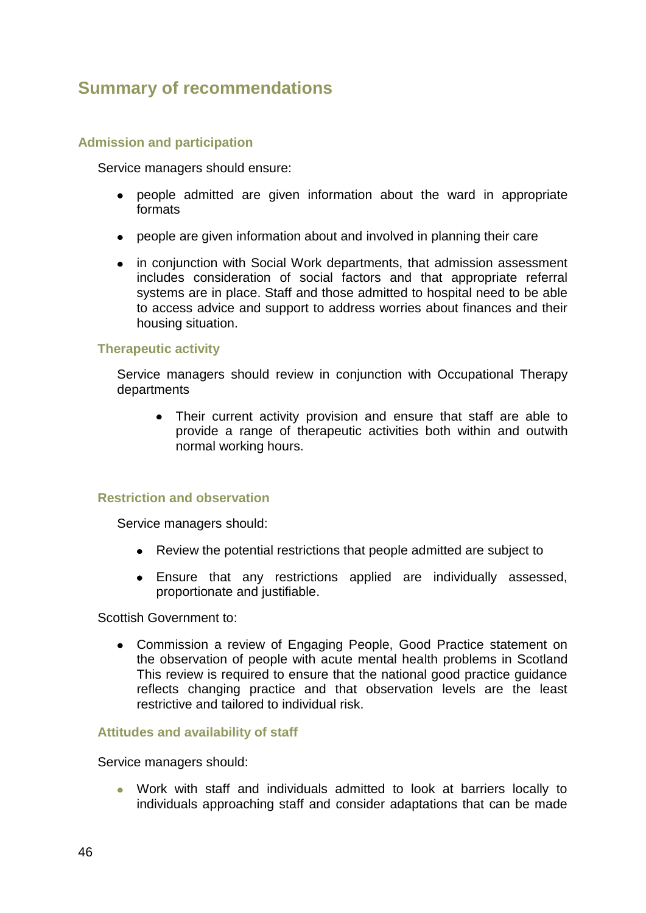## Summary of recommendations

### Admission and participation

Service managers should ensure:

- people admitted are given information about the ward in appropriate formats
- people are given information about and involved in planning their care
- in conjunction with Social Work departments, that admission assessment includes consideration of social factors and that appropriate referral systems are in place. Staff and those admitted to hospital need to be able to access advice and support to address worries about finances and their housing situation.

### Therapeutic activity

Service managers should review in conjunction with Occupational Therapy departments

- Their current activity provision and ensure that staff are able to provide a range of therapeutic activities both within and outwith normal working hours.

### Restriction and observation

Service managers should:

- Review the potential restrictions that people admitted are subject to
- Ensure that any restrictions applied are individually assessed, proportionate and justifiable.

Scottish Government to:

- Commission a review of Engaging People, Good Practice statement on the observation of people with acute mental health problems in Scotland This review is required to ensure that the national good practice guidance reflects changing practice and that observation levels are the least restrictive and tailored to individual risk.

### Attitudes and availability of staff

Service managers should:

- Work with staff and individuals admitted to look at barriers locally to individuals approaching staff and consider adaptations that can be made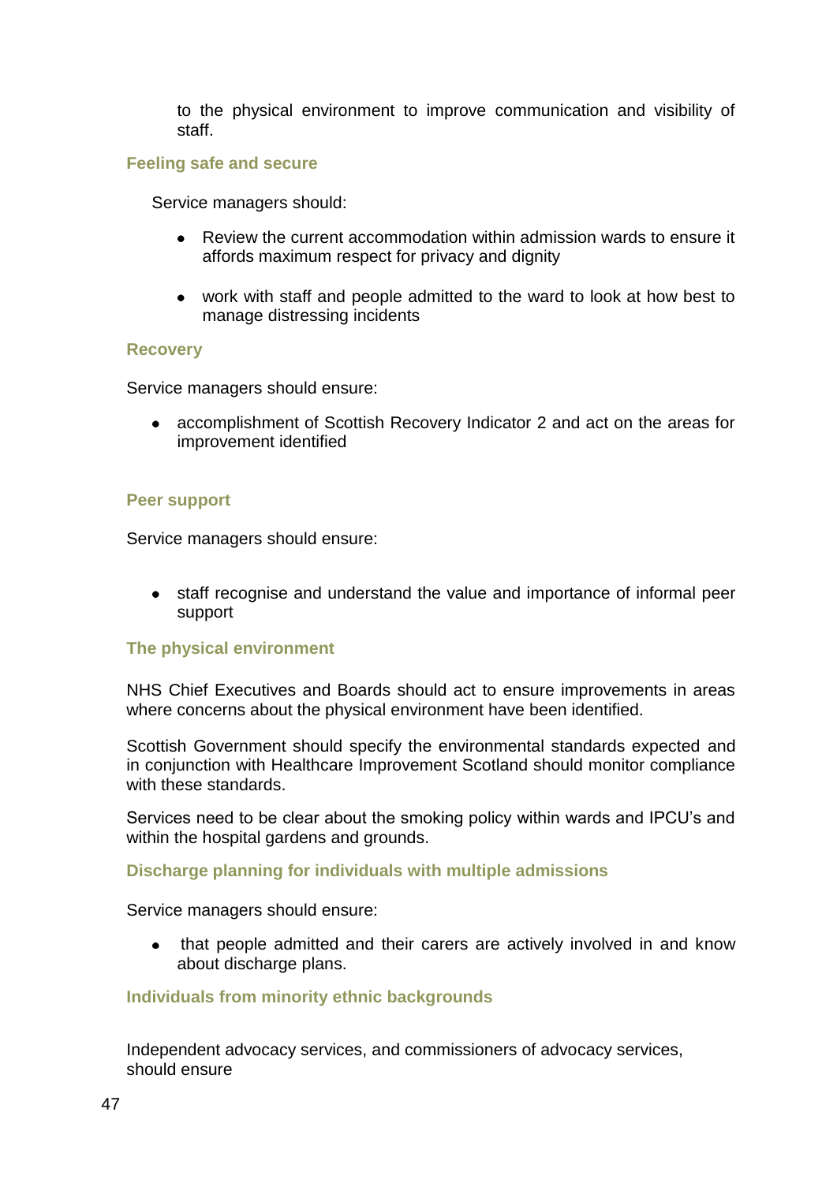to the physical environment to improve communication and visibility of staff.

### Feeling safe and secure

Service managers should:

- Review the current accommodation within admission wards to ensure it affords maximum respect for privacy and dignity

- work with staff and people admitted to the ward to look at how best to manage distressing incidents

### Recovery

Service managers should ensure:

- accomplishment of Scottish Recovery Indicator 2 and act on the areas for improvement identified

### Peer support

Service managers should ensure:

- staff recognise and understand the value and importance of informal peer support

### The physical environment

NHS Chief Executives and Boards should act to ensure improvements in areas where concerns about the physical environment have been identified.

Scottish Government should specify the environmental standards expected and in conjunction with Healthcare Improvement Scotland should monitor compliance with these standards.

Services need to be clear about the smoking policy within wards and IPCU's and within the hospital gardens and grounds.

### Discharge planning for individuals with multiple admissions

Service managers should ensure:

- that people admitted and their carers are actively involved in and know about discharge plans.

### Individuals from minority ethnic backgrounds

Independent advocacy services, and commissioners of advocacy services, should ensure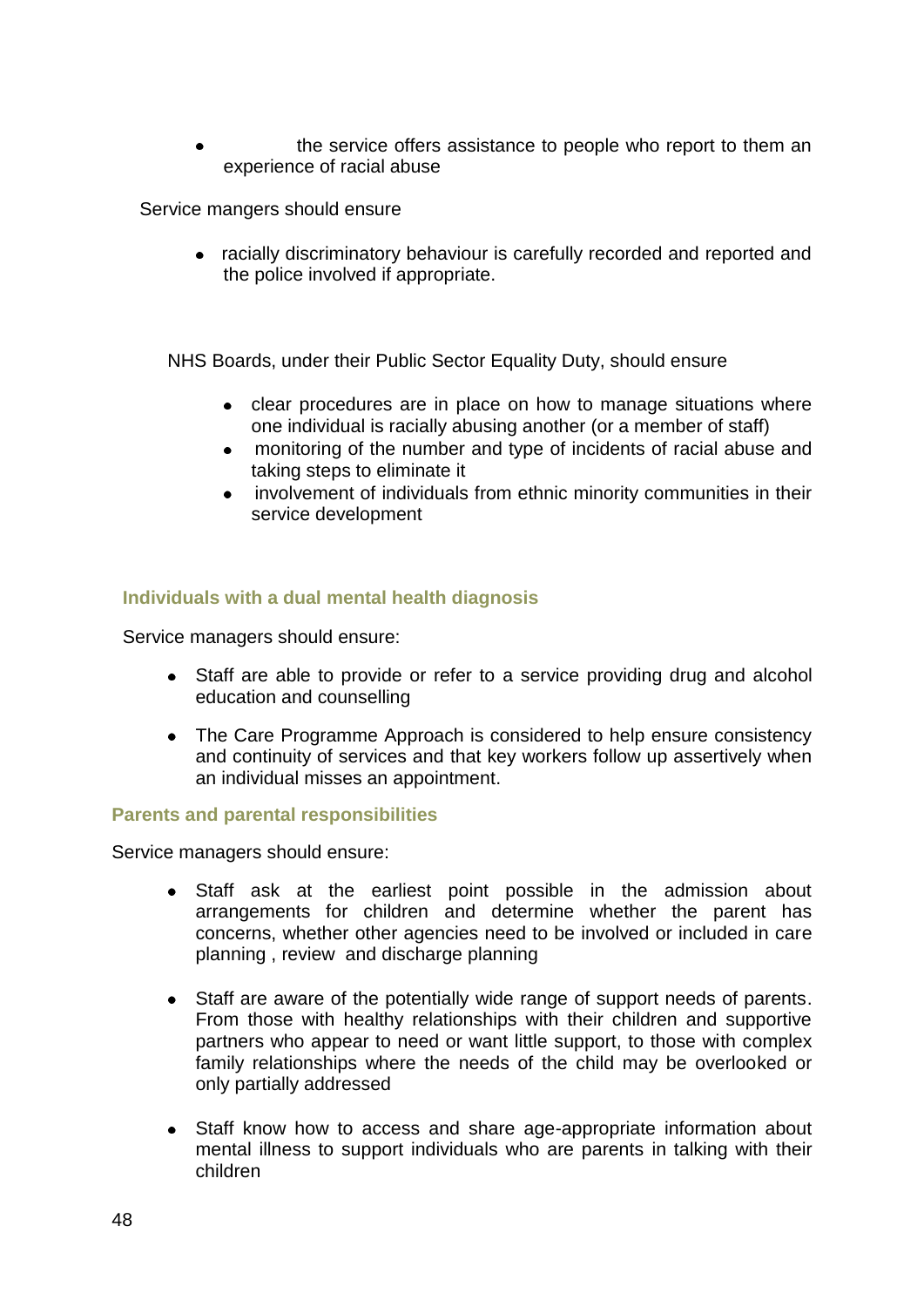- the service offers assistance to people who report to them an experience of racial abuse

Service mangers should ensure

- racially discriminatory behaviour is carefully recorded and reported and the police involved if appropriate.

NHS Boards, under their Public Sector Equality Duty, should ensure

- clear procedures are in place on how to manage situations where one individual is racially abusing another (or a member of staff)
- monitoring of the number and type of incidents of racial abuse and taking steps to eliminate it
- involvement of individuals from ethnic minority communities in their service development

### Individuals with a dual mental health diagnosis

Service managers should ensure:

- Staff are able to provide or refer to a service providing drug and alcohol education and counselling
- The Care Programme Approach is considered to help ensure consistency and continuity of services and that key workers follow up assertively when an individual misses an appointment.

### Parents and parental responsibilities

Service managers should ensure:

- Staff ask at the earliest point possible in the admission about arrangements for children and determine whether the parent has concerns, whether other agencies need to be involved or included in care planning , review and discharge planning
- Staff are aware of the potentially wide range of support needs of parents. From those with healthy relationships with their children and supportive partners who appear to need or want little support, to those with complex family relationships where the needs of the child may be overlooked or only partially addressed
- Staff know how to access and share age-appropriate information about mental illness to support individuals who are parents in talking with their children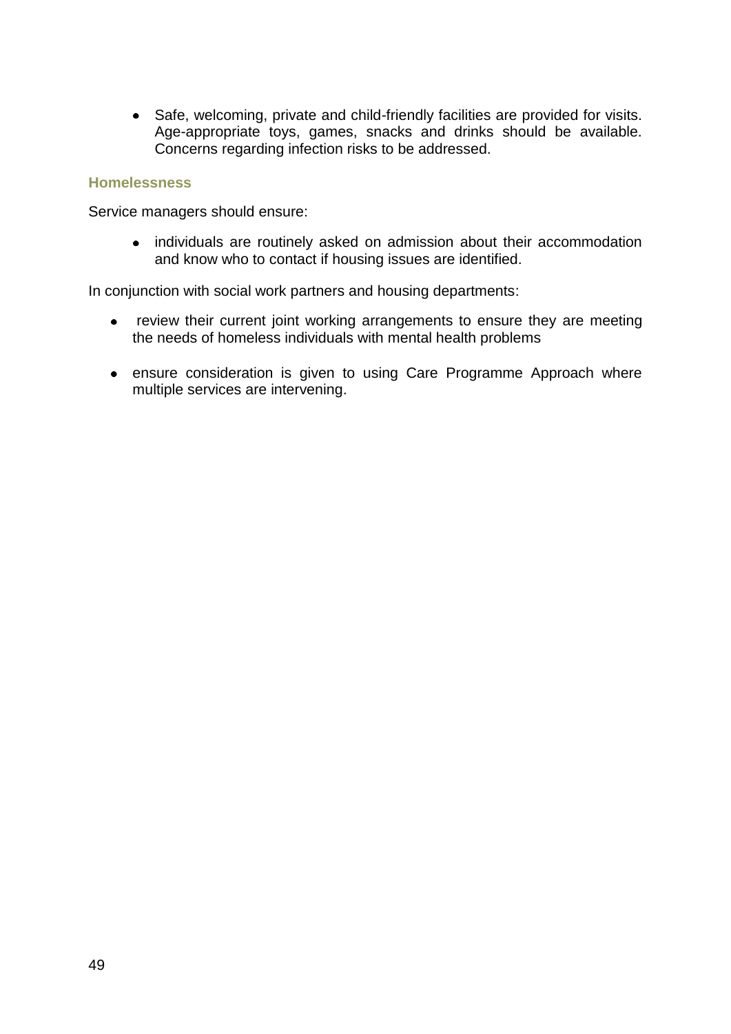- Safe, welcoming, private and child-friendly facilities are provided for visits. Age-appropriate toys, games, snacks and drinks should be available. Concerns regarding infection risks to be addressed.

### Homelessness

Service managers should ensure:

- individuals are routinely asked on admission about their accommodation and know who to contact if housing issues are identified.

In conjunction with social work partners and housing departments:

- review their current joint working arrangements to ensure they are meeting the needs of homeless individuals with mental health problems
- ensure consideration is given to using Care Programme Approach where multiple services are intervening.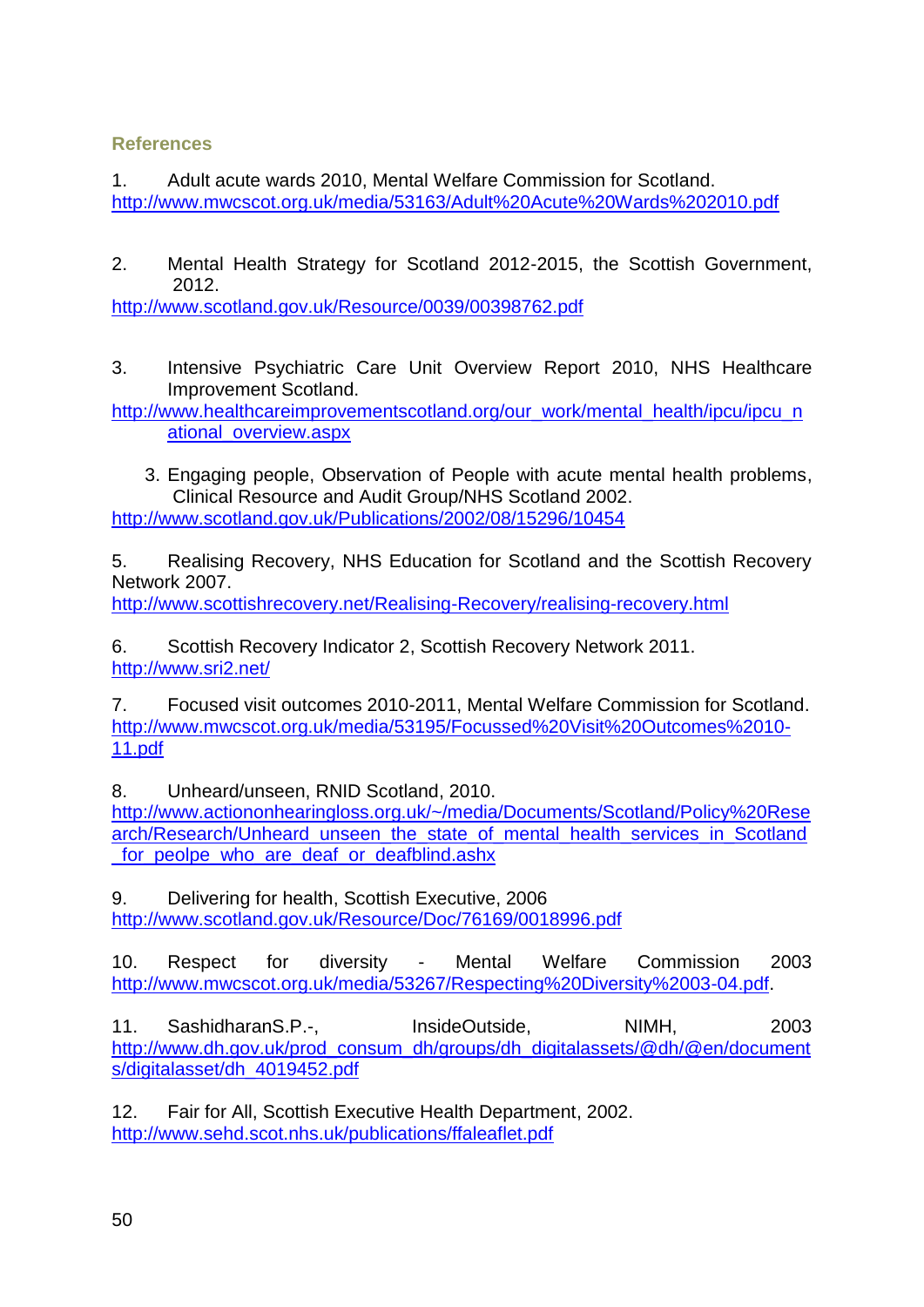## References

1. Adult acute wards 2010, Mental Welfare Commission for Scotland.
http://www.mwcscot.org.uk/media/53163/Adult%20Acute%20Wards%202010.pdf

2. Mental Health Strategy for Scotland 2012-2015, the Scottish Government, 2012.
http://www.scotland.gov.uk/Resource/0039/00398762.pdf

3. Intensive Psychiatric Care Unit Overview Report 2010, NHS Healthcare Improvement Scotland.
http://www.healthcareimprovementscotland.org/our_work/mental_health/ipcu/ipcu_national_overview.aspx

3. Engaging people, Observation of People with acute mental health problems, Clinical Resource and Audit Group/NHS Scotland 2002.
http://www.scotland.gov.uk/Publications/2002/08/15296/10454

5. Realising Recovery, NHS Education for Scotland and the Scottish Recovery Network 2007.
http://www.scottishrecovery.net/Realising-Recovery/realising-recovery.html

6. Scottish Recovery Indicator 2, Scottish Recovery Network 2011.
http://www.sri2.net/

7. Focused visit outcomes 2010-2011, Mental Welfare Commission for Scotland.
http://www.mwcscot.org.uk/media/53195/Focussed%20Visit%20Outcomes%2010-11.pdf

8. Unheard/unseen, RNID Scotland, 2010.
http://www.actiononhearingloss.org.uk/~/media/Documents/Scotland/Policy%20Research/Research/Unheard_unseen_the_state_of_mental_health_services_in_Scotland_for_peolpe_who_are_deaf_or_deafblind.ashx

9. Delivering for health, Scottish Executive, 2006
http://www.scotland.gov.uk/Resource/Doc/76169/0018996.pdf

10. Respect for diversity - Mental Welfare Commission 2003
http://www.mwcscot.org.uk/media/53267/Respecting%20Diversity%2003-04.pdf.

11. SashidharanS.P.-, InsideOutside, NIMH, 2003
http://www.dh.gov.uk/prod_consum_dh/groups/dh_digitalassets/@dh/@en/documents/digitalasset/dh_4019452.pdf

12. Fair for All, Scottish Executive Health Department, 2002.
http://www.sehd.scot.nhs.uk/publications/ffaleaflet.pdf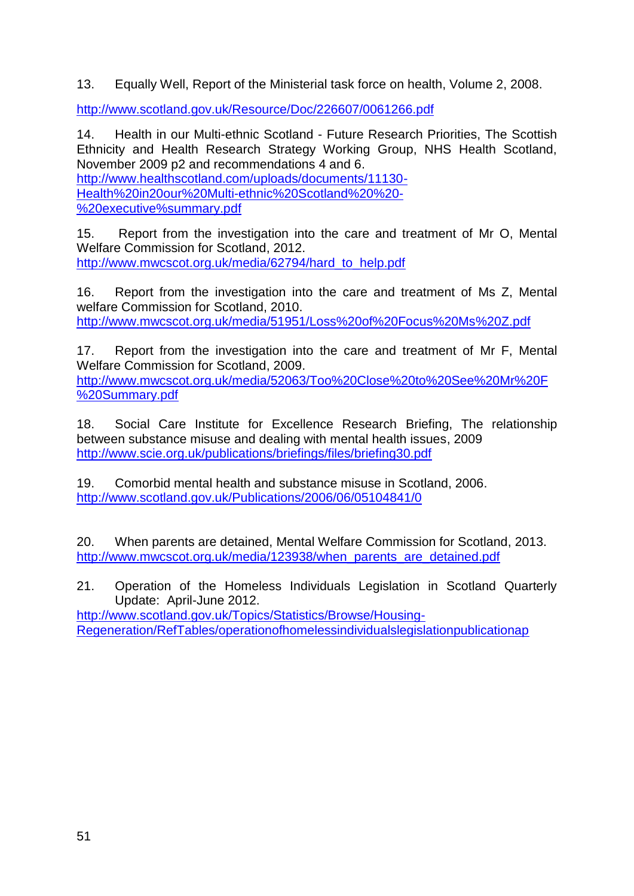13. Equally Well, Report of the Ministerial task force on health, Volume 2, 2008.

http://www.scotland.gov.uk/Resource/Doc/226607/0061266.pdf

14. Health in our Multi-ethnic Scotland - Future Research Priorities, The Scottish Ethnicity and Health Research Strategy Working Group, NHS Health Scotland, November 2009 p2 and recommendations 4 and 6.
http://www.healthscotland.com/uploads/documents/11130-Health%20in20our%20Multi-ethnic%20Scotland%20%20-%20executive%summary.pdf

15. Report from the investigation into the care and treatment of Mr O, Mental Welfare Commission for Scotland, 2012.
http://www.mwcscot.org.uk/media/62794/hard_to_help.pdf

16. Report from the investigation into the care and treatment of Ms Z, Mental welfare Commission for Scotland, 2010.
http://www.mwcscot.org.uk/media/51951/Loss%20of%20Focus%20Ms%20Z.pdf

17. Report from the investigation into the care and treatment of Mr F, Mental Welfare Commission for Scotland, 2009.
http://www.mwcscot.org.uk/media/52063/Too%20Close%20to%20See%20Mr%20F%20Summary.pdf

18. Social Care Institute for Excellence Research Briefing, The relationship between substance misuse and dealing with mental health issues, 2009
http://www.scie.org.uk/publications/briefings/files/briefing30.pdf

19. Comorbid mental health and substance misuse in Scotland, 2006.
http://www.scotland.gov.uk/Publications/2006/06/05104841/0

20. When parents are detained, Mental Welfare Commission for Scotland, 2013.
http://www.mwcscot.org.uk/media/123938/when_parents_are_detained.pdf

21. Operation of the Homeless Individuals Legislation in Scotland Quarterly Update: April-June 2012.
http://www.scotland.gov.uk/Topics/Statistics/Browse/Housing-Regeneration/RefTables/operationofhomelessindividualslegislationpublicationap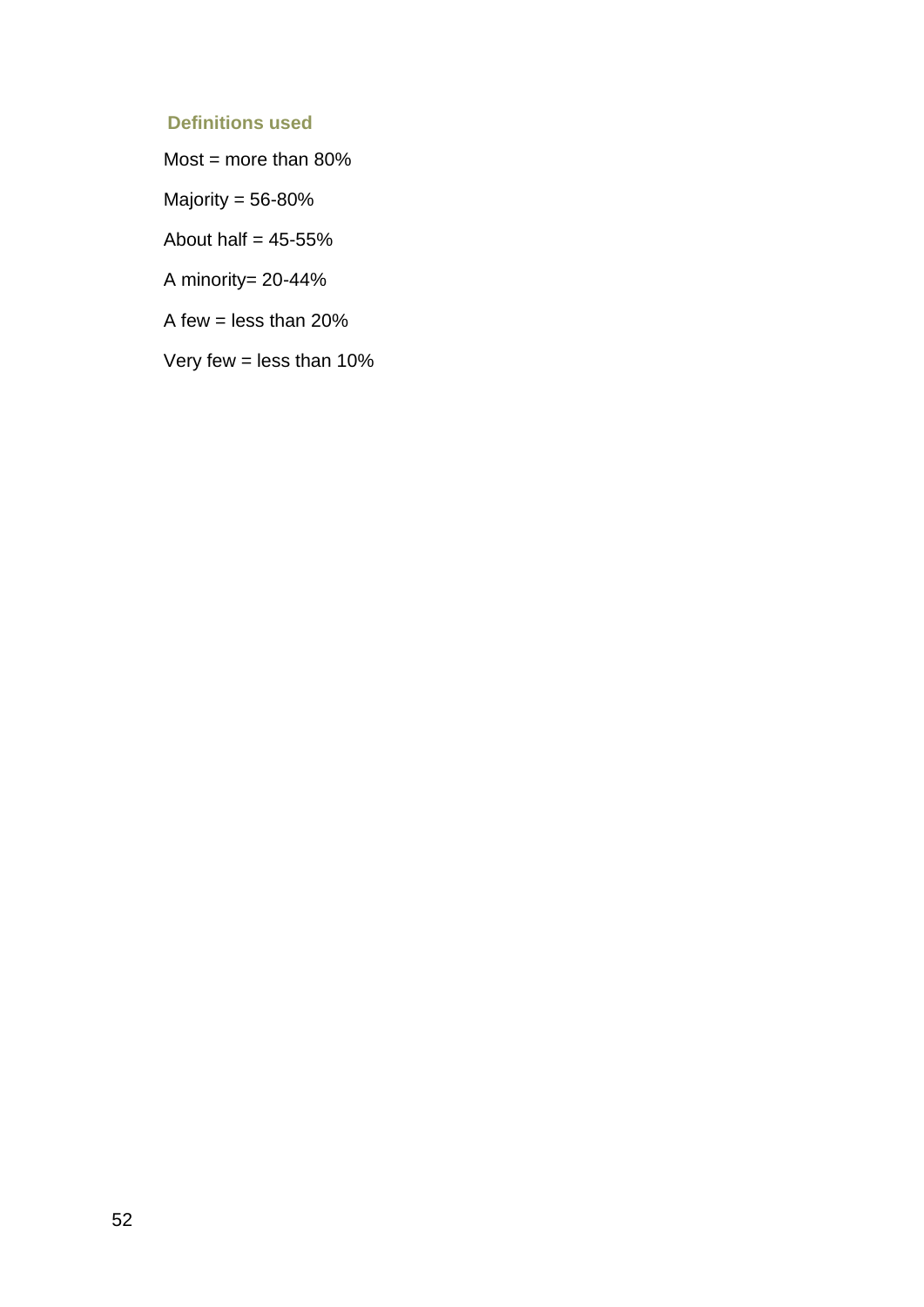### Definitions used

Most = more than 80%

Majority = 56-80%

About half = 45-55%

A minority= 20-44%

A few = less than 20%

Very few = less than 10%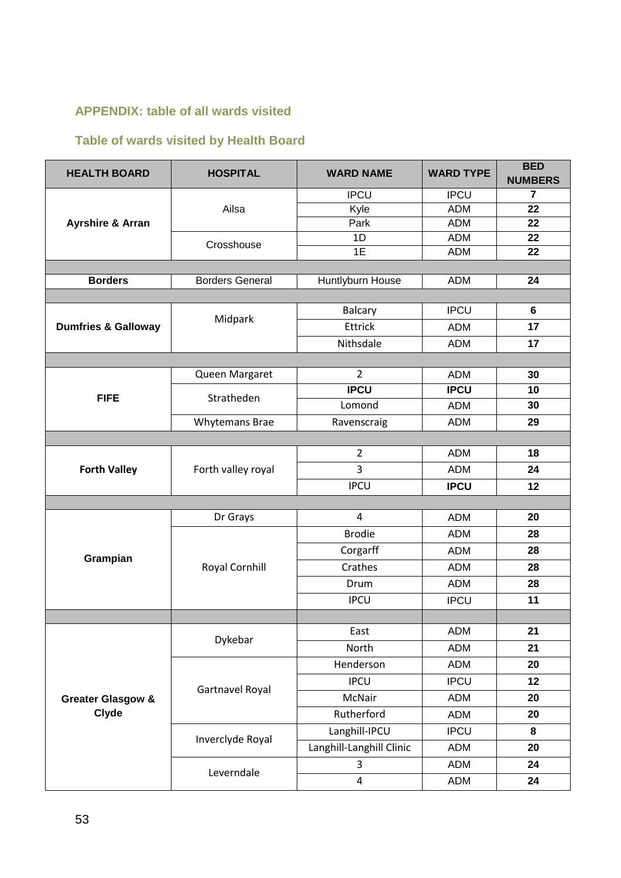## APPENDIX: table of all wards visited

### Table of wards visited by Health Board

| HEALTH BOARD | HOSPITAL | WARD NAME | WARD TYPE | BED NUMBERS |
|---|---|---|---|---|
| **Ayrshire & Arran** | Ailsa | IPCU | IPCU | **7** |
| | | Kyle | ADM | **22** |
| | | Park | ADM | **22** |
| | Crosshouse | 1D | ADM | **22** |
| | | 1E | ADM | **22** |
| | | | | |
| **Borders** | Borders General | Huntlyburn House | ADM | **24** |
| | | | | |
| **Dumfries & Galloway** | Midpark | Balcary | IPCU | **6** |
| | | Ettrick | ADM | **17** |
| | | Nithsdale | ADM | **17** |
| | | | | |
| **FIFE** | Queen Margaret | 2 | ADM | **30** |
| | Stratheden | **IPCU** | **IPCU** | **10** |
| | | Lomond | ADM | **30** |
| | Whytemans Brae | Ravenscraig | ADM | **29** |
| | | | | |
| **Forth Valley** | Forth valley royal | 2 | ADM | **18** |
| | | 3 | ADM | **24** |
| | | IPCU | **IPCU** | **12** |
| | | | | |
| **Grampian** | Dr Grays | 4 | ADM | **20** |
| | Royal Cornhill | Brodie | ADM | **28** |
| | | Corgarff | ADM | **28** |
| | | Crathes | ADM | **28** |
| | | Drum | ADM | **28** |
| | | IPCU | IPCU | **11** |
| | | | | |
| **Greater Glasgow & Clyde** | Dykebar | East | ADM | **21** |
| | | North | ADM | **21** |
| | Gartnavel Royal | Henderson | ADM | **20** |
| | | IPCU | IPCU | **12** |
| | | McNair | ADM | **20** |
| | | Rutherford | ADM | **20** |
| | Inverclyde Royal | Langhill-IPCU | IPCU | **8** |
| | | Langhill-Langhill Clinic | ADM | **20** |
| | Leverndale | 3 | ADM | **24** |
| | | 4 | ADM | **24** |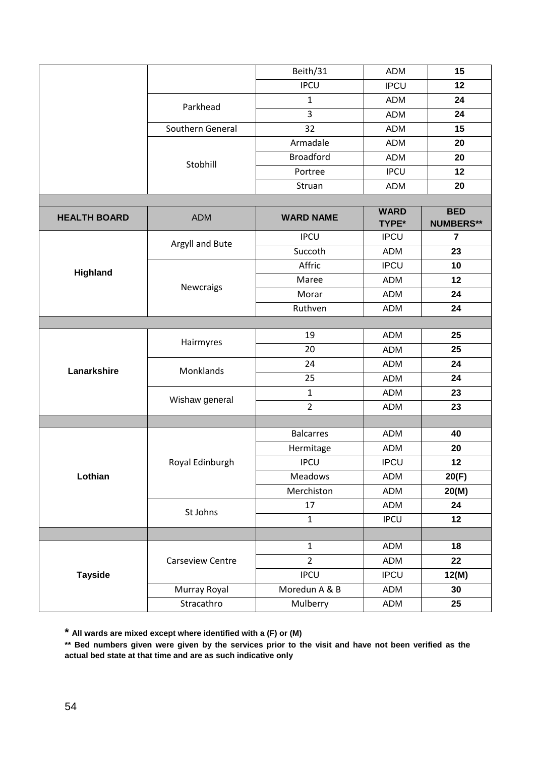| | | | | |
|---|---|---|---|---|
| | | Beith/31 | ADM | **15** |
| | | IPCU | IPCU | **12** |
| | Parkhead | 1 | ADM | **24** |
| | | 3 | ADM | **24** |
| | Southern General | 32 | ADM | **15** |
| | Stobhill | Armadale | ADM | **20** |
| | | Broadford | ADM | **20** |
| | | Portree | IPCU | **12** |
| | | Struan | ADM | **20** |

| **HEALTH BOARD** | ADM | **WARD NAME** | **WARD TYPE*** | **BED NUMBERS**** |
|---|---|---|---|---|
| **Highland** | Argyll and Bute | IPCU | IPCU | **7** |
| | | Succoth | ADM | **23** |
| | Newcraigs | Affric | IPCU | **10** |
| | | Maree | ADM | **12** |
| | | Morar | ADM | **24** |
| | | Ruthven | ADM | **24** |
| | | | | |
| **Lanarkshire** | Hairmyres | 19 | ADM | **25** |
| | | 20 | ADM | **25** |
| | Monklands | 24 | ADM | **24** |
| | | 25 | ADM | **24** |
| | Wishaw general | 1 | ADM | **23** |
| | | 2 | ADM | **23** |
| | | | | |
| **Lothian** | Royal Edinburgh | Balcarres | ADM | **40** |
| | | Hermitage | ADM | **20** |
| | | IPCU | IPCU | **12** |
| | | Meadows | ADM | **20(F)** |
| | | Merchiston | ADM | **20(M)** |
| | St Johns | 17 | ADM | **24** |
| | | 1 | IPCU | **12** |
| | | | | |
| **Tayside** | Carseview Centre | 1 | ADM | **18** |
| | | 2 | ADM | **22** |
| | | IPCU | IPCU | **12(M)** |
| | Murray Royal | Moredun A & B | ADM | **30** |
| | Stracathro | Mulberry | ADM | **25** |

**\* All wards are mixed except where identified with a (F) or (M)**

**\*\* Bed numbers given were given by the services prior to the visit and have not been verified as the actual bed state at that time and are as such indicative only**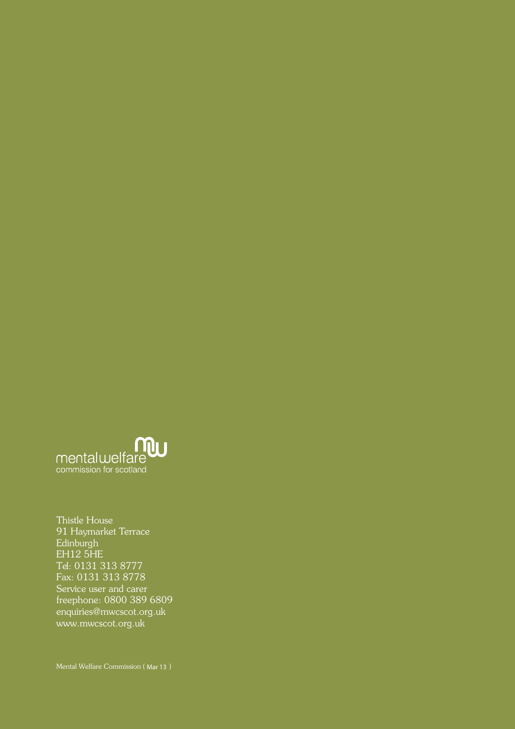mentalwelfare
commission for scotland

Thistle House
91 Haymarket Terrace
Edinburgh
EH12 5HE
Tel: 0131 313 8777
Fax: 0131 313 8778
Service user and carer
freephone: 0800 389 6809
enquiries@mwcscot.org.uk
www.mwcscot.org.uk

Mental Welfare Commission ( Mar 13 )